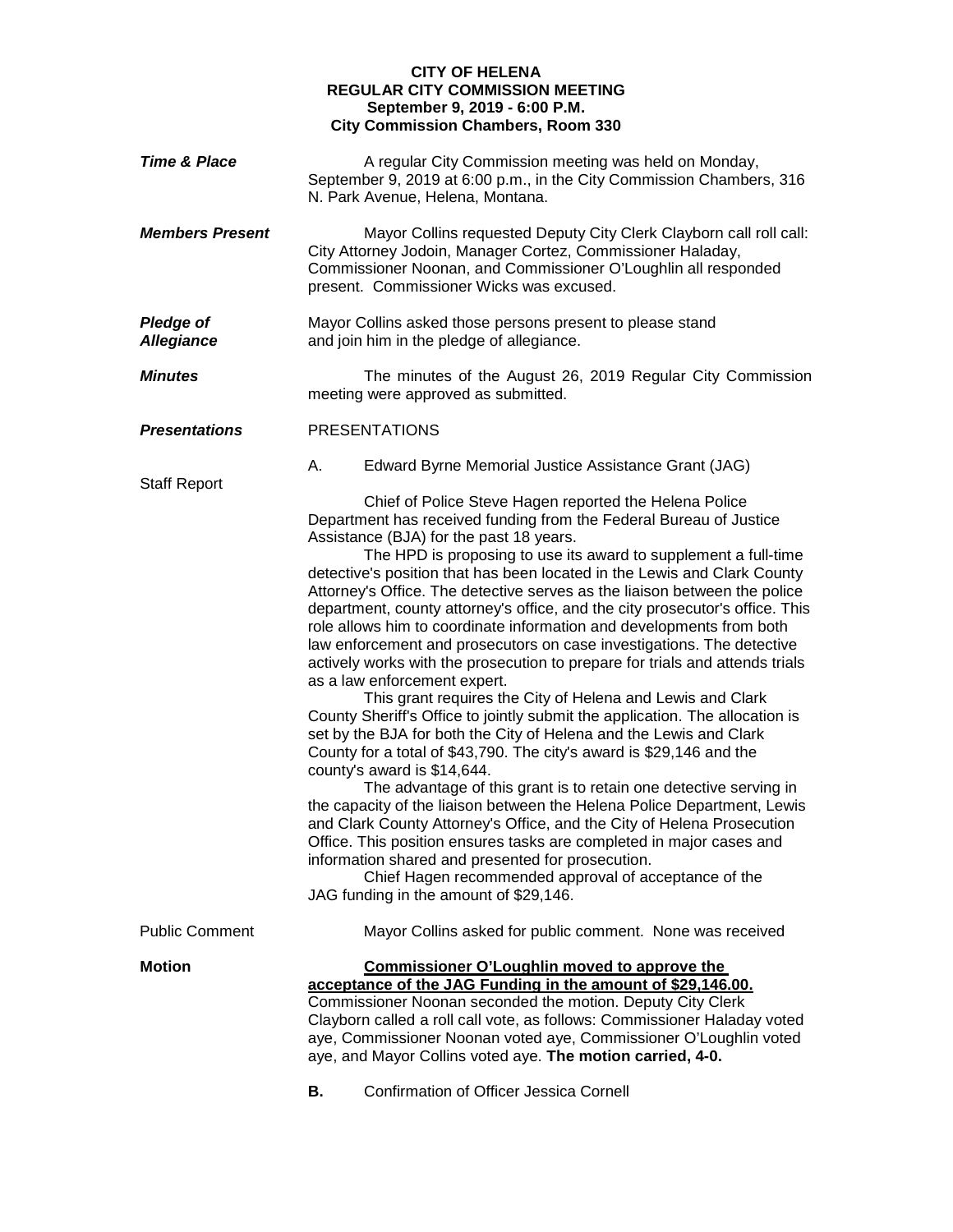**CITY OF HELENA**
**REGULAR CITY COMMISSION MEETING**
**September 9, 2019 - 6:00 P.M.**
**City Commission Chambers, Room 330**

***Time & Place***

A regular City Commission meeting was held on Monday, September 9, 2019 at 6:00 p.m., in the City Commission Chambers, 316 N. Park Avenue, Helena, Montana.

***Members Present***

Mayor Collins requested Deputy City Clerk Clayborn call roll call: City Attorney Jodoin, Manager Cortez, Commissioner Haladay, Commissioner Noonan, and Commissioner O'Loughlin all responded present. Commissioner Wicks was excused.

***Pledge of Allegiance***

Mayor Collins asked those persons present to please stand and join him in the pledge of allegiance.

***Minutes***

The minutes of the August 26, 2019 Regular City Commission meeting were approved as submitted.

***Presentations***

PRESENTATIONS

A. Edward Byrne Memorial Justice Assistance Grant (JAG)

Staff Report

Chief of Police Steve Hagen reported the Helena Police Department has received funding from the Federal Bureau of Justice Assistance (BJA) for the past 18 years.

The HPD is proposing to use its award to supplement a full-time detective's position that has been located in the Lewis and Clark County Attorney's Office. The detective serves as the liaison between the police department, county attorney's office, and the city prosecutor's office. This role allows him to coordinate information and developments from both law enforcement and prosecutors on case investigations. The detective actively works with the prosecution to prepare for trials and attends trials as a law enforcement expert.

This grant requires the City of Helena and Lewis and Clark County Sheriff's Office to jointly submit the application. The allocation is set by the BJA for both the City of Helena and the Lewis and Clark County for a total of $43,790. The city's award is $29,146 and the county's award is $14,644.

The advantage of this grant is to retain one detective serving in the capacity of the liaison between the Helena Police Department, Lewis and Clark County Attorney's Office, and the City of Helena Prosecution Office. This position ensures tasks are completed in major cases and information shared and presented for prosecution.

Chief Hagen recommended approval of acceptance of the JAG funding in the amount of $29,146.

Public Comment

Mayor Collins asked for public comment. None was received

**Motion**

**Commissioner O'Loughlin moved to approve the acceptance of the JAG Funding in the amount of $29,146.00.** Commissioner Noonan seconded the motion. Deputy City Clerk Clayborn called a roll call vote, as follows: Commissioner Haladay voted aye, Commissioner Noonan voted aye, Commissioner O'Loughlin voted aye, and Mayor Collins voted aye. **The motion carried, 4-0.**

**B.** Confirmation of Officer Jessica Cornell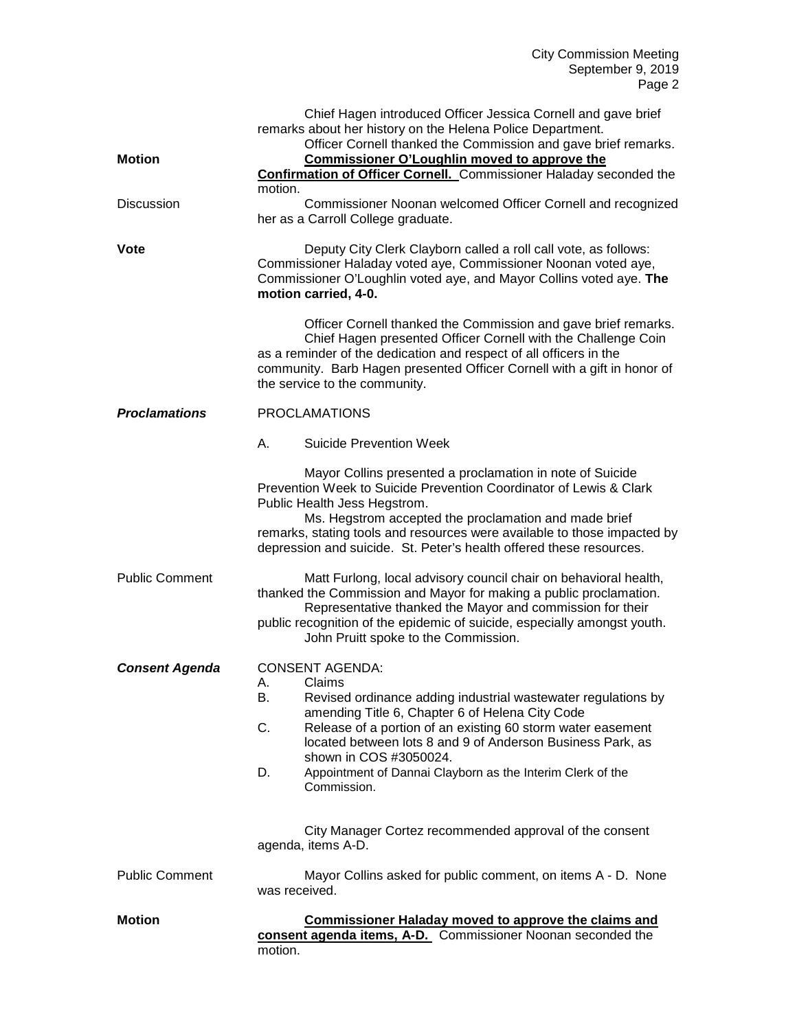Chief Hagen introduced Officer Jessica Cornell and gave brief remarks about her history on the Helena Police Department.

Officer Cornell thanked the Commission and gave brief remarks.

**Motion**

**Commissioner O'Loughlin moved to approve the Confirmation of Officer Cornell.** Commissioner Haladay seconded the motion.

Discussion

Commissioner Noonan welcomed Officer Cornell and recognized her as a Carroll College graduate.

**Vote**

Deputy City Clerk Clayborn called a roll call vote, as follows: Commissioner Haladay voted aye, Commissioner Noonan voted aye, Commissioner O'Loughlin voted aye, and Mayor Collins voted aye. **The motion carried, 4-0.**

Officer Cornell thanked the Commission and gave brief remarks.

Chief Hagen presented Officer Cornell with the Challenge Coin as a reminder of the dedication and respect of all officers in the community. Barb Hagen presented Officer Cornell with a gift in honor of the service to the community.

***Proclamations***

PROCLAMATIONS

A. Suicide Prevention Week

Mayor Collins presented a proclamation in note of Suicide Prevention Week to Suicide Prevention Coordinator of Lewis & Clark Public Health Jess Hegstrom.

Ms. Hegstrom accepted the proclamation and made brief remarks, stating tools and resources were available to those impacted by depression and suicide. St. Peter's health offered these resources.

Public Comment

Matt Furlong, local advisory council chair on behavioral health, thanked the Commission and Mayor for making a public proclamation.

Representative thanked the Mayor and commission for their public recognition of the epidemic of suicide, especially amongst youth.

John Pruitt spoke to the Commission.

***Consent Agenda***

CONSENT AGENDA:

A. Claims

B. Revised ordinance adding industrial wastewater regulations by amending Title 6, Chapter 6 of Helena City Code

C. Release of a portion of an existing 60 storm water easement located between lots 8 and 9 of Anderson Business Park, as shown in COS #3050024.

D. Appointment of Dannai Clayborn as the Interim Clerk of the Commission.

City Manager Cortez recommended approval of the consent agenda, items A-D.

Public Comment

Mayor Collins asked for public comment, on items A - D. None was received.

**Motion**

**Commissioner Haladay moved to approve the claims and consent agenda items, A-D.** Commissioner Noonan seconded the motion.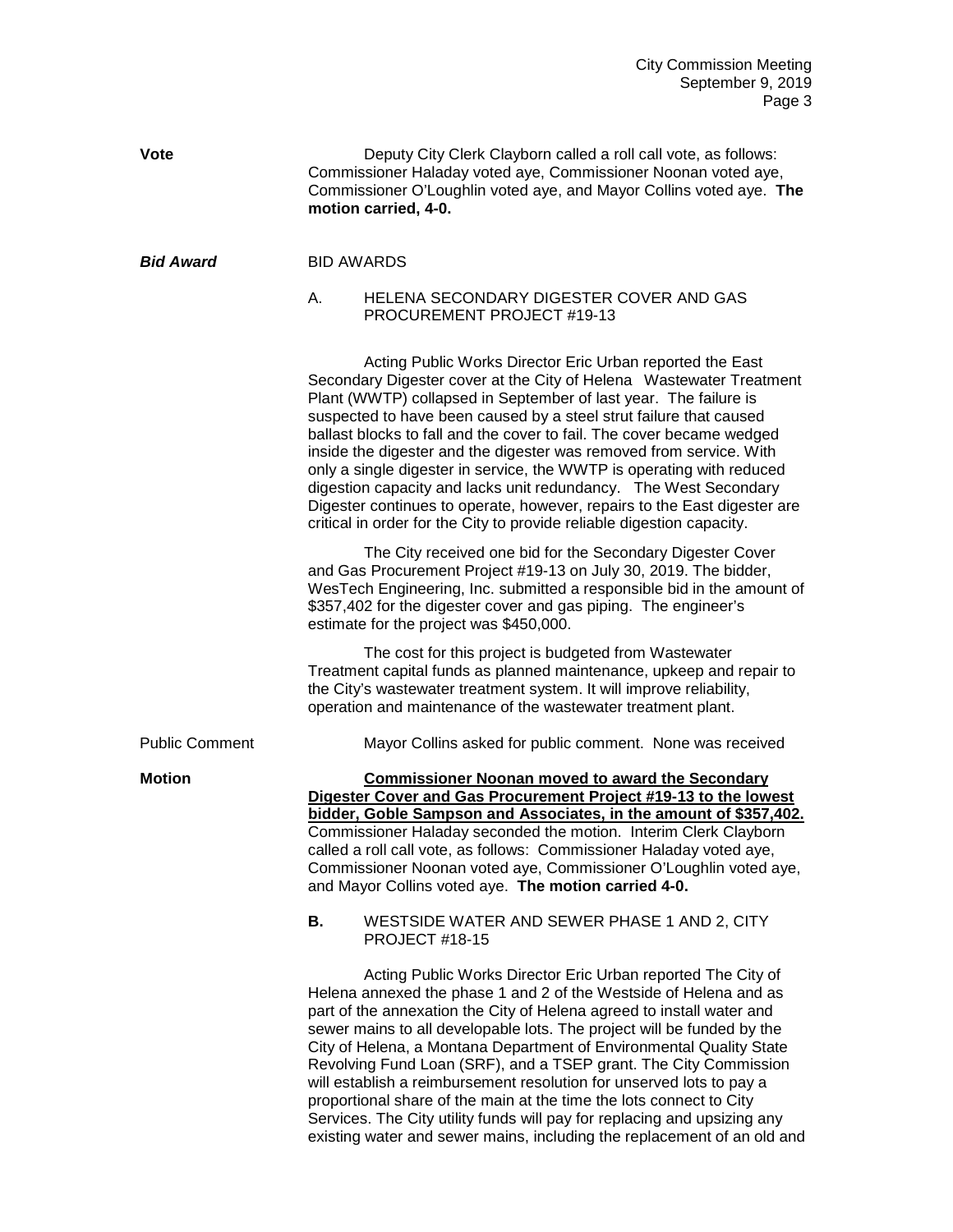**Vote** Deputy City Clerk Clayborn called a roll call vote, as follows: Commissioner Haladay voted aye, Commissioner Noonan voted aye, Commissioner O'Loughlin voted aye, and Mayor Collins voted aye. **The motion carried, 4-0.**

***Bid Award*** BID AWARDS

A. HELENA SECONDARY DIGESTER COVER AND GAS PROCUREMENT PROJECT #19-13

Acting Public Works Director Eric Urban reported the East Secondary Digester cover at the City of Helena Wastewater Treatment Plant (WWTP) collapsed in September of last year. The failure is suspected to have been caused by a steel strut failure that caused ballast blocks to fall and the cover to fail. The cover became wedged inside the digester and the digester was removed from service. With only a single digester in service, the WWTP is operating with reduced digestion capacity and lacks unit redundancy. The West Secondary Digester continues to operate, however, repairs to the East digester are critical in order for the City to provide reliable digestion capacity.

The City received one bid for the Secondary Digester Cover and Gas Procurement Project #19-13 on July 30, 2019. The bidder, WesTech Engineering, Inc. submitted a responsible bid in the amount of $357,402 for the digester cover and gas piping. The engineer's estimate for the project was $450,000.

The cost for this project is budgeted from Wastewater Treatment capital funds as planned maintenance, upkeep and repair to the City's wastewater treatment system. It will improve reliability, operation and maintenance of the wastewater treatment plant.

Public Comment Mayor Collins asked for public comment. None was received

**Motion** **<u>Commissioner Noonan moved to award the Secondary Digester Cover and Gas Procurement Project #19-13 to the lowest bidder, Goble Sampson and Associates, in the amount of $357,402.</u>** Commissioner Haladay seconded the motion. Interim Clerk Clayborn called a roll call vote, as follows: Commissioner Haladay voted aye, Commissioner Noonan voted aye, Commissioner O'Loughlin voted aye, and Mayor Collins voted aye. **The motion carried 4-0.**

**B.** WESTSIDE WATER AND SEWER PHASE 1 AND 2, CITY PROJECT #18-15

Acting Public Works Director Eric Urban reported The City of Helena annexed the phase 1 and 2 of the Westside of Helena and as part of the annexation the City of Helena agreed to install water and sewer mains to all developable lots. The project will be funded by the City of Helena, a Montana Department of Environmental Quality State Revolving Fund Loan (SRF), and a TSEP grant. The City Commission will establish a reimbursement resolution for unserved lots to pay a proportional share of the main at the time the lots connect to City Services. The City utility funds will pay for replacing and upsizing any existing water and sewer mains, including the replacement of an old and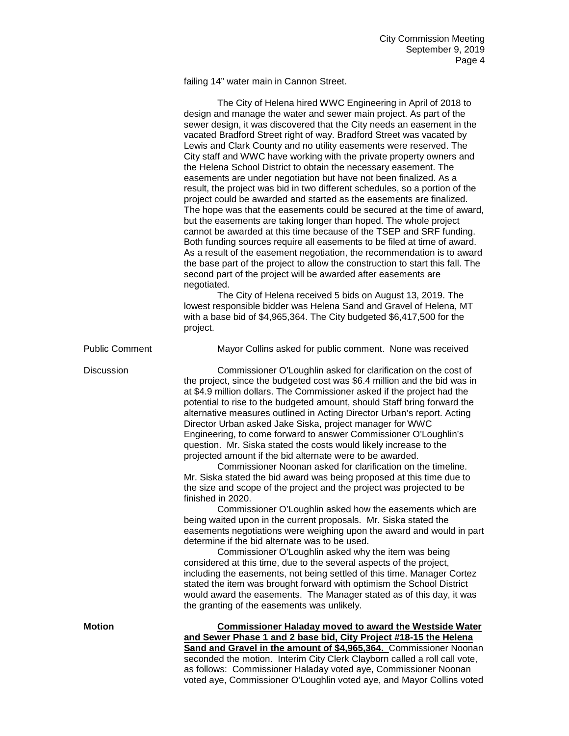failing 14" water main in Cannon Street.

The City of Helena hired WWC Engineering in April of 2018 to design and manage the water and sewer main project. As part of the sewer design, it was discovered that the City needs an easement in the vacated Bradford Street right of way. Bradford Street was vacated by Lewis and Clark County and no utility easements were reserved. The City staff and WWC have working with the private property owners and the Helena School District to obtain the necessary easement. The easements are under negotiation but have not been finalized. As a result, the project was bid in two different schedules, so a portion of the project could be awarded and started as the easements are finalized. The hope was that the easements could be secured at the time of award, but the easements are taking longer than hoped. The whole project cannot be awarded at this time because of the TSEP and SRF funding. Both funding sources require all easements to be filed at time of award. As a result of the easement negotiation, the recommendation is to award the base part of the project to allow the construction to start this fall. The second part of the project will be awarded after easements are negotiated.

The City of Helena received 5 bids on August 13, 2019. The lowest responsible bidder was Helena Sand and Gravel of Helena, MT with a base bid of $4,965,364. The City budgeted $6,417,500 for the project.

Public Comment

Mayor Collins asked for public comment. None was received

Discussion

Commissioner O'Loughlin asked for clarification on the cost of the project, since the budgeted cost was $6.4 million and the bid was in at $4.9 million dollars. The Commissioner asked if the project had the potential to rise to the budgeted amount, should Staff bring forward the alternative measures outlined in Acting Director Urban's report. Acting Director Urban asked Jake Siska, project manager for WWC Engineering, to come forward to answer Commissioner O'Loughlin's question. Mr. Siska stated the costs would likely increase to the projected amount if the bid alternate were to be awarded.

Commissioner Noonan asked for clarification on the timeline. Mr. Siska stated the bid award was being proposed at this time due to the size and scope of the project and the project was projected to be finished in 2020.

Commissioner O'Loughlin asked how the easements which are being waited upon in the current proposals. Mr. Siska stated the easements negotiations were weighing upon the award and would in part determine if the bid alternate was to be used.

Commissioner O'Loughlin asked why the item was being considered at this time, due to the several aspects of the project, including the easements, not being settled of this time. Manager Cortez stated the item was brought forward with optimism the School District would award the easements. The Manager stated as of this day, it was the granting of the easements was unlikely.

**Motion**

**Commissioner Haladay moved to award the Westside Water and Sewer Phase 1 and 2 base bid, City Project #18-15 the Helena Sand and Gravel in the amount of $4,965,364.** Commissioner Noonan seconded the motion. Interim City Clerk Clayborn called a roll call vote, as follows: Commissioner Haladay voted aye, Commissioner Noonan voted aye, Commissioner O'Loughlin voted aye, and Mayor Collins voted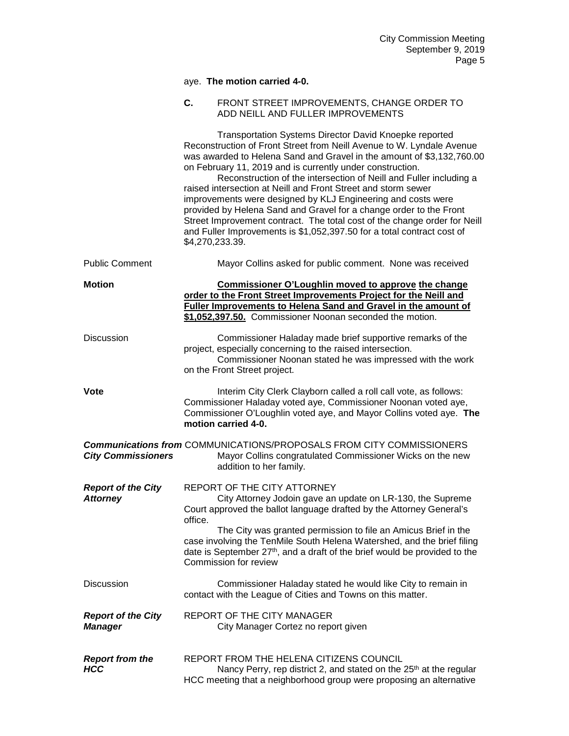aye. **The motion carried 4-0.**

**C.** FRONT STREET IMPROVEMENTS, CHANGE ORDER TO ADD NEILL AND FULLER IMPROVEMENTS

Transportation Systems Director David Knoepke reported Reconstruction of Front Street from Neill Avenue to W. Lyndale Avenue was awarded to Helena Sand and Gravel in the amount of $3,132,760.00 on February 11, 2019 and is currently under construction.

Reconstruction of the intersection of Neill and Fuller including a raised intersection at Neill and Front Street and storm sewer improvements were designed by KLJ Engineering and costs were provided by Helena Sand and Gravel for a change order to the Front Street Improvement contract. The total cost of the change order for Neill and Fuller Improvements is $1,052,397.50 for a total contract cost of $4,270,233.39.

Public Comment — Mayor Collins asked for public comment. None was received

**Motion** — **Commissioner O'Loughlin moved to approve the change order to the Front Street Improvements Project for the Neill and Fuller Improvements to Helena Sand and Gravel in the amount of $1,052,397.50.** Commissioner Noonan seconded the motion.

Discussion — Commissioner Haladay made brief supportive remarks of the project, especially concerning to the raised intersection.

Commissioner Noonan stated he was impressed with the work on the Front Street project.

**Vote** — Interim City Clerk Clayborn called a roll call vote, as follows: Commissioner Haladay voted aye, Commissioner Noonan voted aye, Commissioner O'Loughlin voted aye, and Mayor Collins voted aye. **The motion carried 4-0.**

***Communications from City Commissioners*** — COMMUNICATIONS/PROPOSALS FROM CITY COMMISSIONERS

Mayor Collins congratulated Commissioner Wicks on the new addition to her family.

***Report of the City Attorney*** — REPORT OF THE CITY ATTORNEY

City Attorney Jodoin gave an update on LR-130, the Supreme Court approved the ballot language drafted by the Attorney General's office.

The City was granted permission to file an Amicus Brief in the case involving the TenMile South Helena Watershed, and the brief filing date is September 27th, and a draft of the brief would be provided to the Commission for review

Discussion — Commissioner Haladay stated he would like City to remain in contact with the League of Cities and Towns on this matter.

***Report of the City Manager*** — REPORT OF THE CITY MANAGER

City Manager Cortez no report given

***Report from the HCC*** — REPORT FROM THE HELENA CITIZENS COUNCIL

Nancy Perry, rep district 2, and stated on the 25th at the regular HCC meeting that a neighborhood group were proposing an alternative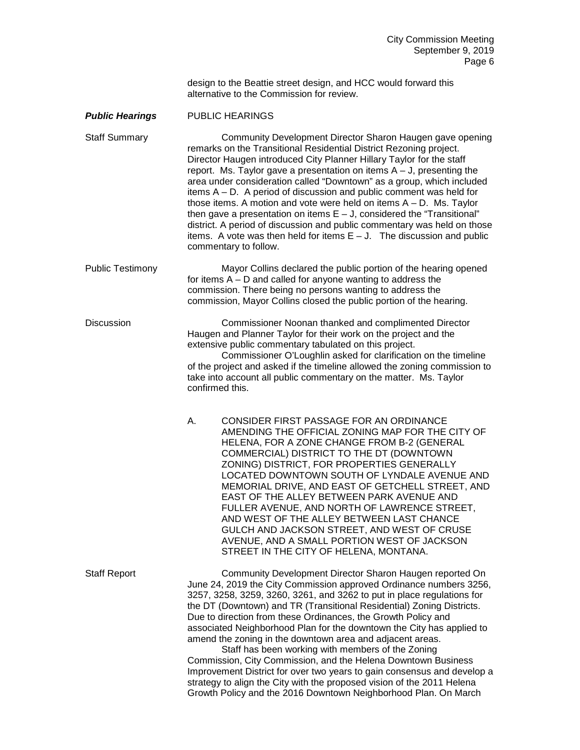design to the Beattie street design, and HCC would forward this alternative to the Commission for review.

***Public Hearings*** PUBLIC HEARINGS

Staff Summary

Community Development Director Sharon Haugen gave opening remarks on the Transitional Residential District Rezoning project. Director Haugen introduced City Planner Hillary Taylor for the staff report. Ms. Taylor gave a presentation on items A – J, presenting the area under consideration called "Downtown" as a group, which included items A – D. A period of discussion and public comment was held for those items. A motion and vote were held on items A – D. Ms. Taylor then gave a presentation on items E – J, considered the "Transitional" district. A period of discussion and public commentary was held on those items. A vote was then held for items E – J. The discussion and public commentary to follow.

Public Testimony

Mayor Collins declared the public portion of the hearing opened for items A – D and called for anyone wanting to address the commission. There being no persons wanting to address the commission, Mayor Collins closed the public portion of the hearing.

Discussion

Commissioner Noonan thanked and complimented Director Haugen and Planner Taylor for their work on the project and the extensive public commentary tabulated on this project.

Commissioner O'Loughlin asked for clarification on the timeline of the project and asked if the timeline allowed the zoning commission to take into account all public commentary on the matter. Ms. Taylor confirmed this.

A. CONSIDER FIRST PASSAGE FOR AN ORDINANCE AMENDING THE OFFICIAL ZONING MAP FOR THE CITY OF HELENA, FOR A ZONE CHANGE FROM B-2 (GENERAL COMMERCIAL) DISTRICT TO THE DT (DOWNTOWN ZONING) DISTRICT, FOR PROPERTIES GENERALLY LOCATED DOWNTOWN SOUTH OF LYNDALE AVENUE AND MEMORIAL DRIVE, AND EAST OF GETCHELL STREET, AND EAST OF THE ALLEY BETWEEN PARK AVENUE AND FULLER AVENUE, AND NORTH OF LAWRENCE STREET, AND WEST OF THE ALLEY BETWEEN LAST CHANCE GULCH AND JACKSON STREET, AND WEST OF CRUSE AVENUE, AND A SMALL PORTION WEST OF JACKSON STREET IN THE CITY OF HELENA, MONTANA.

Staff Report

Community Development Director Sharon Haugen reported On June 24, 2019 the City Commission approved Ordinance numbers 3256, 3257, 3258, 3259, 3260, 3261, and 3262 to put in place regulations for the DT (Downtown) and TR (Transitional Residential) Zoning Districts. Due to direction from these Ordinances, the Growth Policy and associated Neighborhood Plan for the downtown the City has applied to amend the zoning in the downtown area and adjacent areas.

Staff has been working with members of the Zoning Commission, City Commission, and the Helena Downtown Business Improvement District for over two years to gain consensus and develop a strategy to align the City with the proposed vision of the 2011 Helena Growth Policy and the 2016 Downtown Neighborhood Plan. On March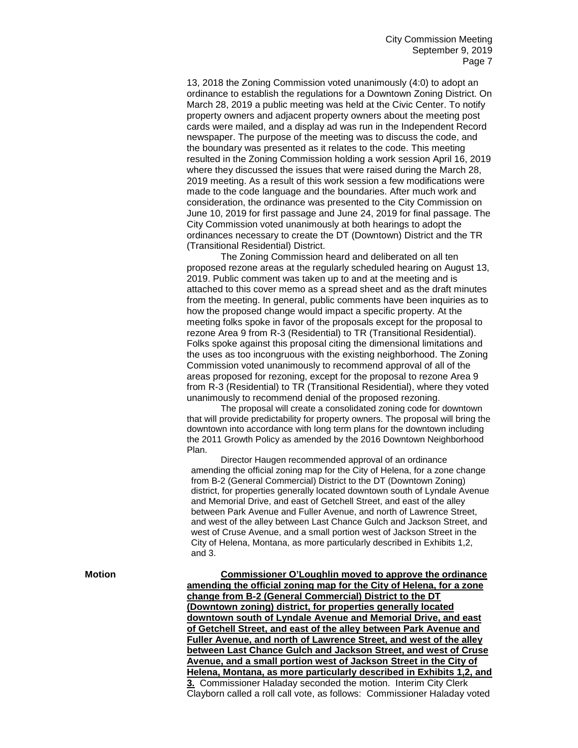13, 2018 the Zoning Commission voted unanimously (4:0) to adopt an ordinance to establish the regulations for a Downtown Zoning District. On March 28, 2019 a public meeting was held at the Civic Center. To notify property owners and adjacent property owners about the meeting post cards were mailed, and a display ad was run in the Independent Record newspaper. The purpose of the meeting was to discuss the code, and the boundary was presented as it relates to the code. This meeting resulted in the Zoning Commission holding a work session April 16, 2019 where they discussed the issues that were raised during the March 28, 2019 meeting. As a result of this work session a few modifications were made to the code language and the boundaries. After much work and consideration, the ordinance was presented to the City Commission on June 10, 2019 for first passage and June 24, 2019 for final passage. The City Commission voted unanimously at both hearings to adopt the ordinances necessary to create the DT (Downtown) District and the TR (Transitional Residential) District.

The Zoning Commission heard and deliberated on all ten proposed rezone areas at the regularly scheduled hearing on August 13, 2019. Public comment was taken up to and at the meeting and is attached to this cover memo as a spread sheet and as the draft minutes from the meeting. In general, public comments have been inquiries as to how the proposed change would impact a specific property. At the meeting folks spoke in favor of the proposals except for the proposal to rezone Area 9 from R-3 (Residential) to TR (Transitional Residential). Folks spoke against this proposal citing the dimensional limitations and the uses as too incongruous with the existing neighborhood. The Zoning Commission voted unanimously to recommend approval of all of the areas proposed for rezoning, except for the proposal to rezone Area 9 from R-3 (Residential) to TR (Transitional Residential), where they voted unanimously to recommend denial of the proposed rezoning.

The proposal will create a consolidated zoning code for downtown that will provide predictability for property owners. The proposal will bring the downtown into accordance with long term plans for the downtown including the 2011 Growth Policy as amended by the 2016 Downtown Neighborhood Plan.

Director Haugen recommended approval of an ordinance amending the official zoning map for the City of Helena, for a zone change from B-2 (General Commercial) District to the DT (Downtown Zoning) district, for properties generally located downtown south of Lyndale Avenue and Memorial Drive, and east of Getchell Street, and east of the alley between Park Avenue and Fuller Avenue, and north of Lawrence Street, and west of the alley between Last Chance Gulch and Jackson Street, and west of Cruse Avenue, and a small portion west of Jackson Street in the City of Helena, Montana, as more particularly described in Exhibits 1,2, and 3.

**Motion**

**Commissioner O'Loughlin moved to approve the ordinance amending the official zoning map for the City of Helena, for a zone change from B-2 (General Commercial) District to the DT (Downtown zoning) district, for properties generally located downtown south of Lyndale Avenue and Memorial Drive, and east of Getchell Street, and east of the alley between Park Avenue and Fuller Avenue, and north of Lawrence Street, and west of the alley between Last Chance Gulch and Jackson Street, and west of Cruse Avenue, and a small portion west of Jackson Street in the City of Helena, Montana, as more particularly described in Exhibits 1,2, and 3.** Commissioner Haladay seconded the motion. Interim City Clerk Clayborn called a roll call vote, as follows: Commissioner Haladay voted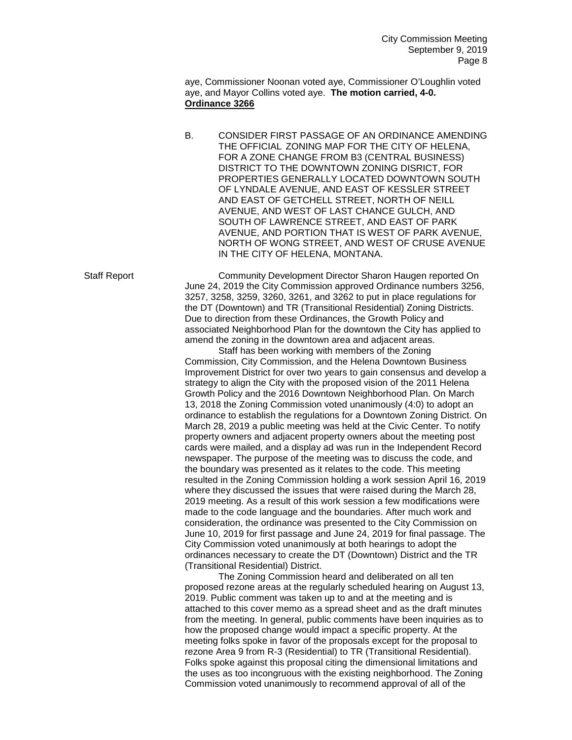aye, Commissioner Noonan voted aye, Commissioner O'Loughlin voted aye, and Mayor Collins voted aye. **The motion carried, 4-0. Ordinance 3266**

B. CONSIDER FIRST PASSAGE OF AN ORDINANCE AMENDING THE OFFICIAL ZONING MAP FOR THE CITY OF HELENA, FOR A ZONE CHANGE FROM B3 (CENTRAL BUSINESS) DISTRICT TO THE DOWNTOWN ZONING DISRICT, FOR PROPERTIES GENERALLY LOCATED DOWNTOWN SOUTH OF LYNDALE AVENUE, AND EAST OF KESSLER STREET AND EAST OF GETCHELL STREET, NORTH OF NEILL AVENUE, AND WEST OF LAST CHANCE GULCH, AND SOUTH OF LAWRENCE STREET, AND EAST OF PARK AVENUE, AND PORTION THAT IS WEST OF PARK AVENUE, NORTH OF WONG STREET, AND WEST OF CRUSE AVENUE IN THE CITY OF HELENA, MONTANA.

Staff Report

Community Development Director Sharon Haugen reported On June 24, 2019 the City Commission approved Ordinance numbers 3256, 3257, 3258, 3259, 3260, 3261, and 3262 to put in place regulations for the DT (Downtown) and TR (Transitional Residential) Zoning Districts. Due to direction from these Ordinances, the Growth Policy and associated Neighborhood Plan for the downtown the City has applied to amend the zoning in the downtown area and adjacent areas.

Staff has been working with members of the Zoning Commission, City Commission, and the Helena Downtown Business Improvement District for over two years to gain consensus and develop a strategy to align the City with the proposed vision of the 2011 Helena Growth Policy and the 2016 Downtown Neighborhood Plan. On March 13, 2018 the Zoning Commission voted unanimously (4:0) to adopt an ordinance to establish the regulations for a Downtown Zoning District. On March 28, 2019 a public meeting was held at the Civic Center. To notify property owners and adjacent property owners about the meeting post cards were mailed, and a display ad was run in the Independent Record newspaper. The purpose of the meeting was to discuss the code, and the boundary was presented as it relates to the code. This meeting resulted in the Zoning Commission holding a work session April 16, 2019 where they discussed the issues that were raised during the March 28, 2019 meeting. As a result of this work session a few modifications were made to the code language and the boundaries. After much work and consideration, the ordinance was presented to the City Commission on June 10, 2019 for first passage and June 24, 2019 for final passage. The City Commission voted unanimously at both hearings to adopt the ordinances necessary to create the DT (Downtown) District and the TR (Transitional Residential) District.

The Zoning Commission heard and deliberated on all ten proposed rezone areas at the regularly scheduled hearing on August 13, 2019. Public comment was taken up to and at the meeting and is attached to this cover memo as a spread sheet and as the draft minutes from the meeting. In general, public comments have been inquiries as to how the proposed change would impact a specific property. At the meeting folks spoke in favor of the proposals except for the proposal to rezone Area 9 from R-3 (Residential) to TR (Transitional Residential). Folks spoke against this proposal citing the dimensional limitations and the uses as too incongruous with the existing neighborhood. The Zoning Commission voted unanimously to recommend approval of all of the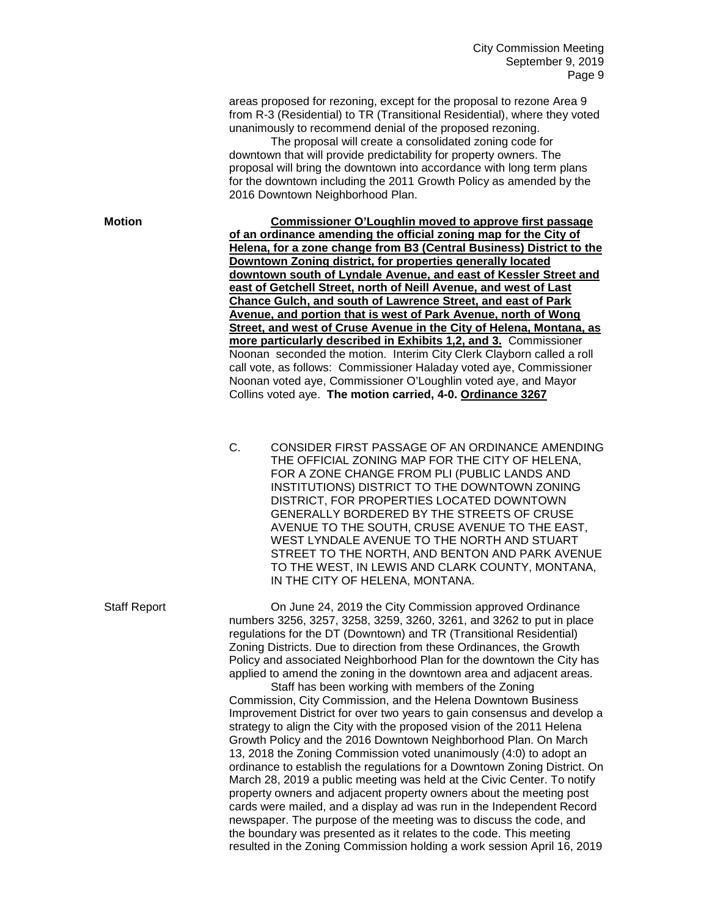areas proposed for rezoning, except for the proposal to rezone Area 9 from R-3 (Residential) to TR (Transitional Residential), where they voted unanimously to recommend denial of the proposed rezoning.

The proposal will create a consolidated zoning code for downtown that will provide predictability for property owners. The proposal will bring the downtown into accordance with long term plans for the downtown including the 2011 Growth Policy as amended by the 2016 Downtown Neighborhood Plan.

**Motion**

**Commissioner O'Loughlin moved to approve first passage of an ordinance amending the official zoning map for the City of Helena, for a zone change from B3 (Central Business) District to the Downtown Zoning district, for properties generally located downtown south of Lyndale Avenue, and east of Kessler Street and east of Getchell Street, north of Neill Avenue, and west of Last Chance Gulch, and south of Lawrence Street, and east of Park Avenue, and portion that is west of Park Avenue, north of Wong Street, and west of Cruse Avenue in the City of Helena, Montana, as more particularly described in Exhibits 1,2, and 3.** Commissioner Noonan seconded the motion. Interim City Clerk Clayborn called a roll call vote, as follows: Commissioner Haladay voted aye, Commissioner Noonan voted aye, Commissioner O'Loughlin voted aye, and Mayor Collins voted aye. **The motion carried, 4-0. Ordinance 3267**

C. CONSIDER FIRST PASSAGE OF AN ORDINANCE AMENDING THE OFFICIAL ZONING MAP FOR THE CITY OF HELENA, FOR A ZONE CHANGE FROM PLI (PUBLIC LANDS AND INSTITUTIONS) DISTRICT TO THE DOWNTOWN ZONING DISTRICT, FOR PROPERTIES LOCATED DOWNTOWN GENERALLY BORDERED BY THE STREETS OF CRUSE AVENUE TO THE SOUTH, CRUSE AVENUE TO THE EAST, WEST LYNDALE AVENUE TO THE NORTH AND STUART STREET TO THE NORTH, AND BENTON AND PARK AVENUE TO THE WEST, IN LEWIS AND CLARK COUNTY, MONTANA, IN THE CITY OF HELENA, MONTANA.

Staff Report

On June 24, 2019 the City Commission approved Ordinance numbers 3256, 3257, 3258, 3259, 3260, 3261, and 3262 to put in place regulations for the DT (Downtown) and TR (Transitional Residential) Zoning Districts. Due to direction from these Ordinances, the Growth Policy and associated Neighborhood Plan for the downtown the City has applied to amend the zoning in the downtown area and adjacent areas.

Staff has been working with members of the Zoning Commission, City Commission, and the Helena Downtown Business Improvement District for over two years to gain consensus and develop a strategy to align the City with the proposed vision of the 2011 Helena Growth Policy and the 2016 Downtown Neighborhood Plan. On March 13, 2018 the Zoning Commission voted unanimously (4:0) to adopt an ordinance to establish the regulations for a Downtown Zoning District. On March 28, 2019 a public meeting was held at the Civic Center. To notify property owners and adjacent property owners about the meeting post cards were mailed, and a display ad was run in the Independent Record newspaper. The purpose of the meeting was to discuss the code, and the boundary was presented as it relates to the code. This meeting resulted in the Zoning Commission holding a work session April 16, 2019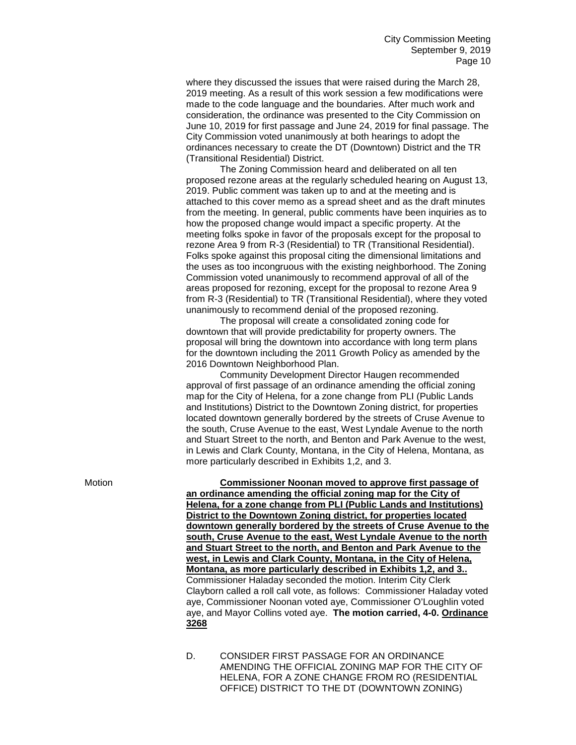where they discussed the issues that were raised during the March 28, 2019 meeting. As a result of this work session a few modifications were made to the code language and the boundaries. After much work and consideration, the ordinance was presented to the City Commission on June 10, 2019 for first passage and June 24, 2019 for final passage. The City Commission voted unanimously at both hearings to adopt the ordinances necessary to create the DT (Downtown) District and the TR (Transitional Residential) District.

The Zoning Commission heard and deliberated on all ten proposed rezone areas at the regularly scheduled hearing on August 13, 2019. Public comment was taken up to and at the meeting and is attached to this cover memo as a spread sheet and as the draft minutes from the meeting. In general, public comments have been inquiries as to how the proposed change would impact a specific property. At the meeting folks spoke in favor of the proposals except for the proposal to rezone Area 9 from R-3 (Residential) to TR (Transitional Residential). Folks spoke against this proposal citing the dimensional limitations and the uses as too incongruous with the existing neighborhood. The Zoning Commission voted unanimously to recommend approval of all of the areas proposed for rezoning, except for the proposal to rezone Area 9 from R-3 (Residential) to TR (Transitional Residential), where they voted unanimously to recommend denial of the proposed rezoning.

The proposal will create a consolidated zoning code for downtown that will provide predictability for property owners. The proposal will bring the downtown into accordance with long term plans for the downtown including the 2011 Growth Policy as amended by the 2016 Downtown Neighborhood Plan.

Community Development Director Haugen recommended approval of first passage of an ordinance amending the official zoning map for the City of Helena, for a zone change from PLI (Public Lands and Institutions) District to the Downtown Zoning district, for properties located downtown generally bordered by the streets of Cruse Avenue to the south, Cruse Avenue to the east, West Lyndale Avenue to the north and Stuart Street to the north, and Benton and Park Avenue to the west, in Lewis and Clark County, Montana, in the City of Helena, Montana, as more particularly described in Exhibits 1,2, and 3.

Motion

**Commissioner Noonan moved to approve first passage of an ordinance amending the official zoning map for the City of Helena, for a zone change from PLI (Public Lands and Institutions) District to the Downtown Zoning district, for properties located downtown generally bordered by the streets of Cruse Avenue to the south, Cruse Avenue to the east, West Lyndale Avenue to the north and Stuart Street to the north, and Benton and Park Avenue to the west, in Lewis and Clark County, Montana, in the City of Helena, Montana, as more particularly described in Exhibits 1,2, and 3..** Commissioner Haladay seconded the motion. Interim City Clerk Clayborn called a roll call vote, as follows: Commissioner Haladay voted aye, Commissioner Noonan voted aye, Commissioner O'Loughlin voted aye, and Mayor Collins voted aye. **The motion carried, 4-0. Ordinance 3268**

D. CONSIDER FIRST PASSAGE FOR AN ORDINANCE AMENDING THE OFFICIAL ZONING MAP FOR THE CITY OF HELENA, FOR A ZONE CHANGE FROM RO (RESIDENTIAL OFFICE) DISTRICT TO THE DT (DOWNTOWN ZONING)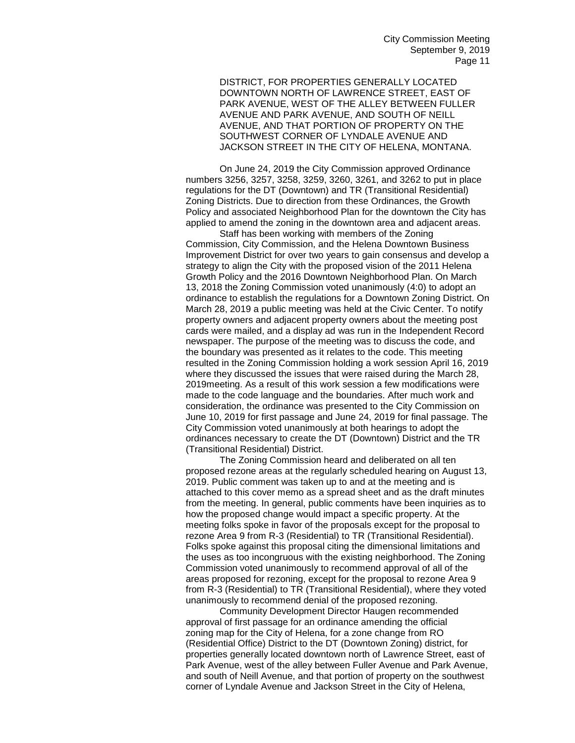DISTRICT, FOR PROPERTIES GENERALLY LOCATED DOWNTOWN NORTH OF LAWRENCE STREET, EAST OF PARK AVENUE, WEST OF THE ALLEY BETWEEN FULLER AVENUE AND PARK AVENUE, AND SOUTH OF NEILL AVENUE, AND THAT PORTION OF PROPERTY ON THE SOUTHWEST CORNER OF LYNDALE AVENUE AND JACKSON STREET IN THE CITY OF HELENA, MONTANA.

On June 24, 2019 the City Commission approved Ordinance numbers 3256, 3257, 3258, 3259, 3260, 3261, and 3262 to put in place regulations for the DT (Downtown) and TR (Transitional Residential) Zoning Districts. Due to direction from these Ordinances, the Growth Policy and associated Neighborhood Plan for the downtown the City has applied to amend the zoning in the downtown area and adjacent areas.

Staff has been working with members of the Zoning Commission, City Commission, and the Helena Downtown Business Improvement District for over two years to gain consensus and develop a strategy to align the City with the proposed vision of the 2011 Helena Growth Policy and the 2016 Downtown Neighborhood Plan. On March 13, 2018 the Zoning Commission voted unanimously (4:0) to adopt an ordinance to establish the regulations for a Downtown Zoning District. On March 28, 2019 a public meeting was held at the Civic Center. To notify property owners and adjacent property owners about the meeting post cards were mailed, and a display ad was run in the Independent Record newspaper. The purpose of the meeting was to discuss the code, and the boundary was presented as it relates to the code. This meeting resulted in the Zoning Commission holding a work session April 16, 2019 where they discussed the issues that were raised during the March 28, 2019meeting. As a result of this work session a few modifications were made to the code language and the boundaries. After much work and consideration, the ordinance was presented to the City Commission on June 10, 2019 for first passage and June 24, 2019 for final passage. The City Commission voted unanimously at both hearings to adopt the ordinances necessary to create the DT (Downtown) District and the TR (Transitional Residential) District.

The Zoning Commission heard and deliberated on all ten proposed rezone areas at the regularly scheduled hearing on August 13, 2019. Public comment was taken up to and at the meeting and is attached to this cover memo as a spread sheet and as the draft minutes from the meeting. In general, public comments have been inquiries as to how the proposed change would impact a specific property. At the meeting folks spoke in favor of the proposals except for the proposal to rezone Area 9 from R-3 (Residential) to TR (Transitional Residential). Folks spoke against this proposal citing the dimensional limitations and the uses as too incongruous with the existing neighborhood. The Zoning Commission voted unanimously to recommend approval of all of the areas proposed for rezoning, except for the proposal to rezone Area 9 from R-3 (Residential) to TR (Transitional Residential), where they voted unanimously to recommend denial of the proposed rezoning.

Community Development Director Haugen recommended approval of first passage for an ordinance amending the official zoning map for the City of Helena, for a zone change from RO (Residential Office) District to the DT (Downtown Zoning) district, for properties generally located downtown north of Lawrence Street, east of Park Avenue, west of the alley between Fuller Avenue and Park Avenue, and south of Neill Avenue, and that portion of property on the southwest corner of Lyndale Avenue and Jackson Street in the City of Helena,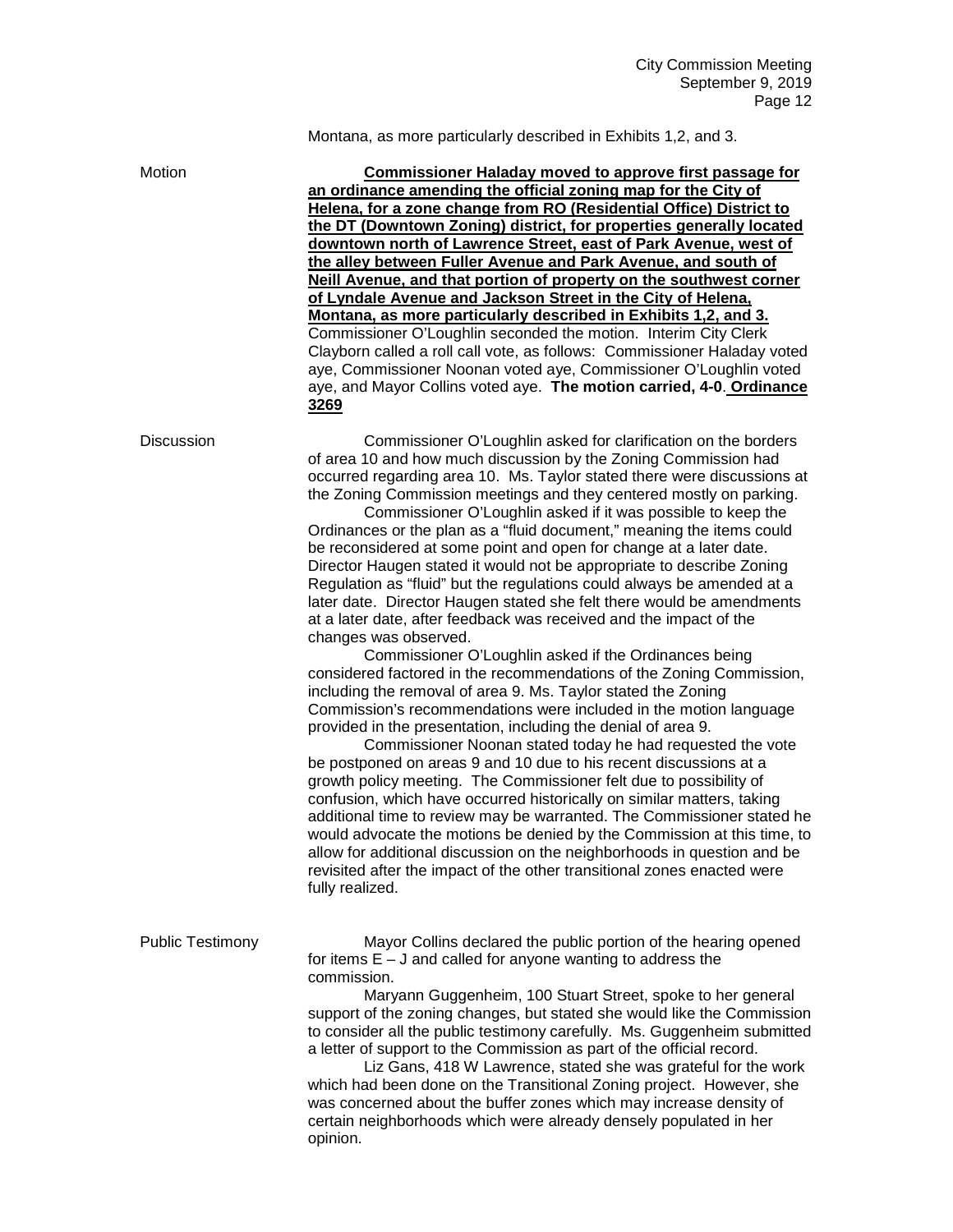Montana, as more particularly described in Exhibits 1,2, and 3.

Motion

**Commissioner Haladay moved to approve first passage for an ordinance amending the official zoning map for the City of Helena, for a zone change from RO (Residential Office) District to the DT (Downtown Zoning) district, for properties generally located downtown north of Lawrence Street, east of Park Avenue, west of the alley between Fuller Avenue and Park Avenue, and south of Neill Avenue, and that portion of property on the southwest corner of Lyndale Avenue and Jackson Street in the City of Helena, Montana, as more particularly described in Exhibits 1,2, and 3.** Commissioner O'Loughlin seconded the motion. Interim City Clerk Clayborn called a roll call vote, as follows: Commissioner Haladay voted aye, Commissioner Noonan voted aye, Commissioner O'Loughlin voted aye, and Mayor Collins voted aye. **The motion carried, 4-0. Ordinance 3269**

Discussion

Commissioner O'Loughlin asked for clarification on the borders of area 10 and how much discussion by the Zoning Commission had occurred regarding area 10. Ms. Taylor stated there were discussions at the Zoning Commission meetings and they centered mostly on parking.

Commissioner O'Loughlin asked if it was possible to keep the Ordinances or the plan as a "fluid document," meaning the items could be reconsidered at some point and open for change at a later date. Director Haugen stated it would not be appropriate to describe Zoning Regulation as "fluid" but the regulations could always be amended at a later date. Director Haugen stated she felt there would be amendments at a later date, after feedback was received and the impact of the changes was observed.

Commissioner O'Loughlin asked if the Ordinances being considered factored in the recommendations of the Zoning Commission, including the removal of area 9. Ms. Taylor stated the Zoning Commission's recommendations were included in the motion language provided in the presentation, including the denial of area 9.

Commissioner Noonan stated today he had requested the vote be postponed on areas 9 and 10 due to his recent discussions at a growth policy meeting. The Commissioner felt due to possibility of confusion, which have occurred historically on similar matters, taking additional time to review may be warranted. The Commissioner stated he would advocate the motions be denied by the Commission at this time, to allow for additional discussion on the neighborhoods in question and be revisited after the impact of the other transitional zones enacted were fully realized.

Public Testimony

Mayor Collins declared the public portion of the hearing opened for items E – J and called for anyone wanting to address the commission.

Maryann Guggenheim, 100 Stuart Street, spoke to her general support of the zoning changes, but stated she would like the Commission to consider all the public testimony carefully. Ms. Guggenheim submitted a letter of support to the Commission as part of the official record.

Liz Gans, 418 W Lawrence, stated she was grateful for the work which had been done on the Transitional Zoning project. However, she was concerned about the buffer zones which may increase density of certain neighborhoods which were already densely populated in her opinion.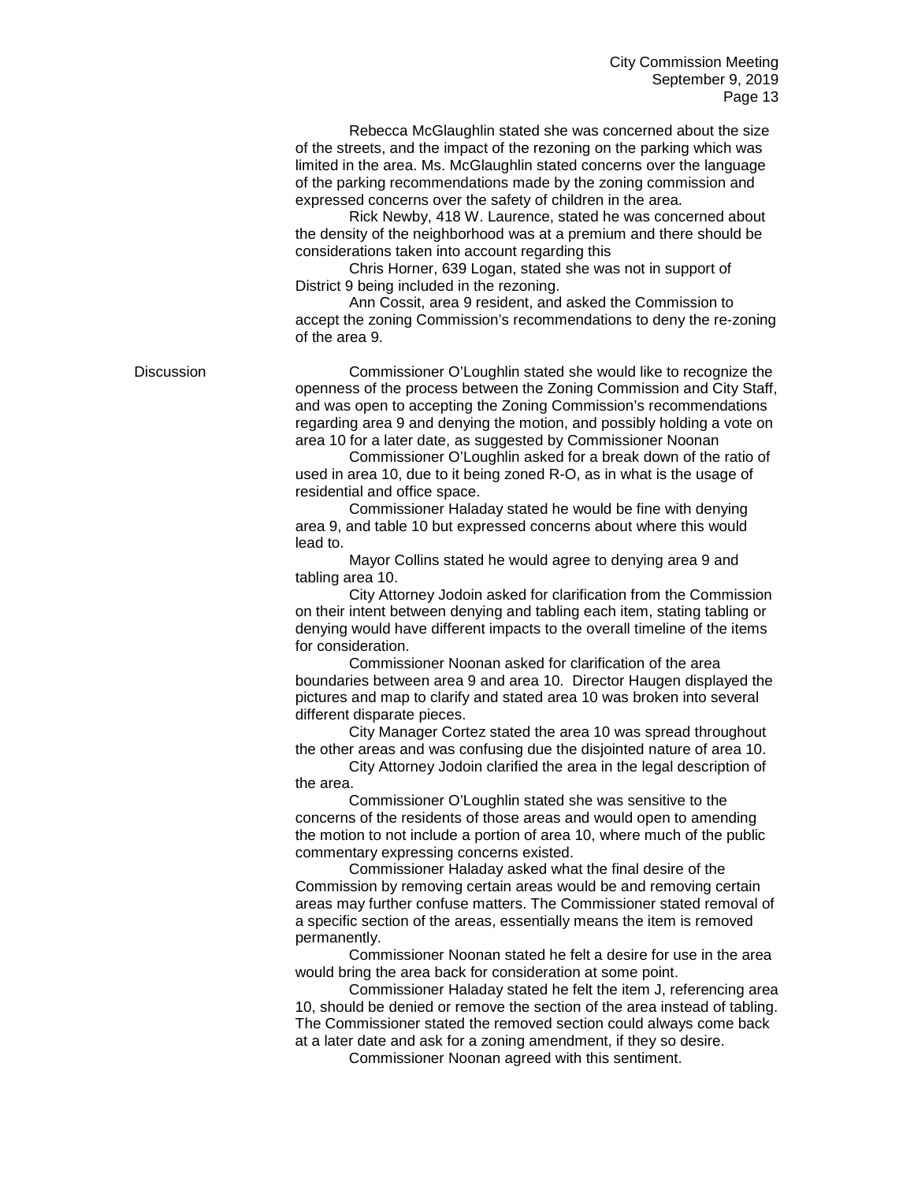Rebecca McGlaughlin stated she was concerned about the size of the streets, and the impact of the rezoning on the parking which was limited in the area. Ms. McGlaughlin stated concerns over the language of the parking recommendations made by the zoning commission and expressed concerns over the safety of children in the area.

Rick Newby, 418 W. Laurence, stated he was concerned about the density of the neighborhood was at a premium and there should be considerations taken into account regarding this

Chris Horner, 639 Logan, stated she was not in support of District 9 being included in the rezoning.

Ann Cossit, area 9 resident, and asked the Commission to accept the zoning Commission's recommendations to deny the re-zoning of the area 9.

Discussion

Commissioner O'Loughlin stated she would like to recognize the openness of the process between the Zoning Commission and City Staff, and was open to accepting the Zoning Commission's recommendations regarding area 9 and denying the motion, and possibly holding a vote on area 10 for a later date, as suggested by Commissioner Noonan

Commissioner O'Loughlin asked for a break down of the ratio of used in area 10, due to it being zoned R-O, as in what is the usage of residential and office space.

Commissioner Haladay stated he would be fine with denying area 9, and table 10 but expressed concerns about where this would lead to.

Mayor Collins stated he would agree to denying area 9 and tabling area 10.

City Attorney Jodoin asked for clarification from the Commission on their intent between denying and tabling each item, stating tabling or denying would have different impacts to the overall timeline of the items for consideration.

Commissioner Noonan asked for clarification of the area boundaries between area 9 and area 10. Director Haugen displayed the pictures and map to clarify and stated area 10 was broken into several different disparate pieces.

City Manager Cortez stated the area 10 was spread throughout the other areas and was confusing due the disjointed nature of area 10.

City Attorney Jodoin clarified the area in the legal description of the area.

Commissioner O'Loughlin stated she was sensitive to the concerns of the residents of those areas and would open to amending the motion to not include a portion of area 10, where much of the public commentary expressing concerns existed.

Commissioner Haladay asked what the final desire of the Commission by removing certain areas would be and removing certain areas may further confuse matters. The Commissioner stated removal of a specific section of the areas, essentially means the item is removed permanently.

Commissioner Noonan stated he felt a desire for use in the area would bring the area back for consideration at some point.

Commissioner Haladay stated he felt the item J, referencing area 10, should be denied or remove the section of the area instead of tabling. The Commissioner stated the removed section could always come back at a later date and ask for a zoning amendment, if they so desire.

Commissioner Noonan agreed with this sentiment.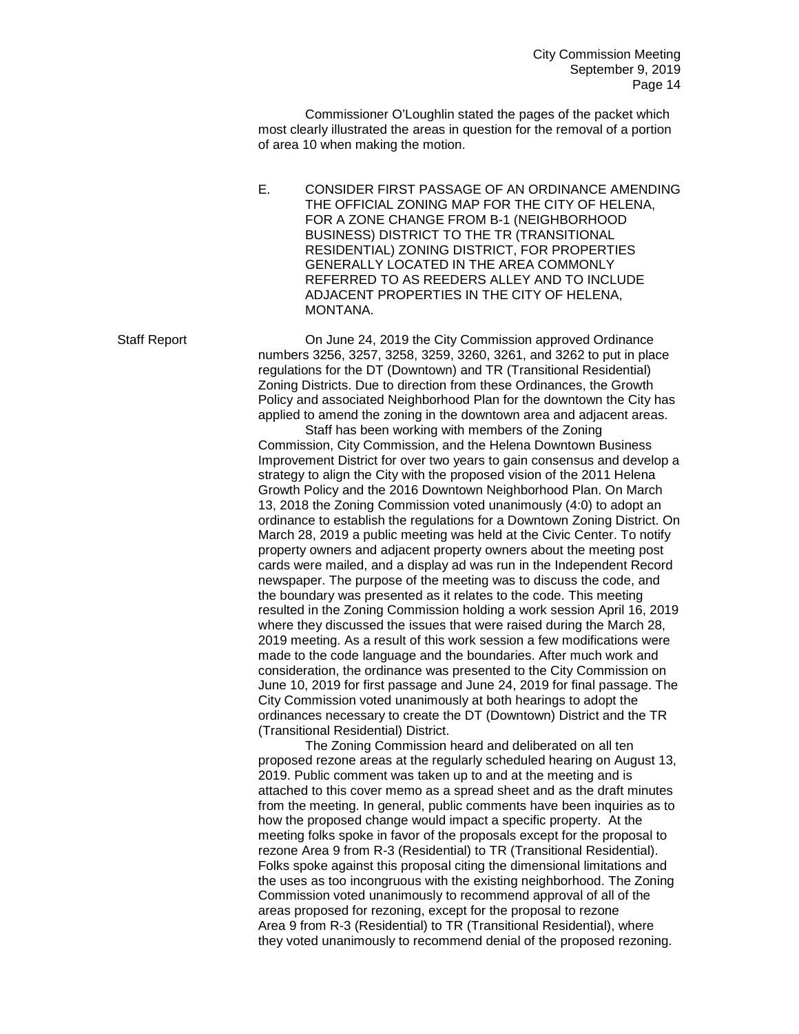Commissioner O'Loughlin stated the pages of the packet which most clearly illustrated the areas in question for the removal of a portion of area 10 when making the motion.

E. CONSIDER FIRST PASSAGE OF AN ORDINANCE AMENDING THE OFFICIAL ZONING MAP FOR THE CITY OF HELENA, FOR A ZONE CHANGE FROM B-1 (NEIGHBORHOOD BUSINESS) DISTRICT TO THE TR (TRANSITIONAL RESIDENTIAL) ZONING DISTRICT, FOR PROPERTIES GENERALLY LOCATED IN THE AREA COMMONLY REFERRED TO AS REEDERS ALLEY AND TO INCLUDE ADJACENT PROPERTIES IN THE CITY OF HELENA, MONTANA.

Staff Report

On June 24, 2019 the City Commission approved Ordinance numbers 3256, 3257, 3258, 3259, 3260, 3261, and 3262 to put in place regulations for the DT (Downtown) and TR (Transitional Residential) Zoning Districts. Due to direction from these Ordinances, the Growth Policy and associated Neighborhood Plan for the downtown the City has applied to amend the zoning in the downtown area and adjacent areas.

Staff has been working with members of the Zoning Commission, City Commission, and the Helena Downtown Business Improvement District for over two years to gain consensus and develop a strategy to align the City with the proposed vision of the 2011 Helena Growth Policy and the 2016 Downtown Neighborhood Plan. On March 13, 2018 the Zoning Commission voted unanimously (4:0) to adopt an ordinance to establish the regulations for a Downtown Zoning District. On March 28, 2019 a public meeting was held at the Civic Center. To notify property owners and adjacent property owners about the meeting post cards were mailed, and a display ad was run in the Independent Record newspaper. The purpose of the meeting was to discuss the code, and the boundary was presented as it relates to the code. This meeting resulted in the Zoning Commission holding a work session April 16, 2019 where they discussed the issues that were raised during the March 28, 2019 meeting. As a result of this work session a few modifications were made to the code language and the boundaries. After much work and consideration, the ordinance was presented to the City Commission on June 10, 2019 for first passage and June 24, 2019 for final passage. The City Commission voted unanimously at both hearings to adopt the ordinances necessary to create the DT (Downtown) District and the TR (Transitional Residential) District.

The Zoning Commission heard and deliberated on all ten proposed rezone areas at the regularly scheduled hearing on August 13, 2019. Public comment was taken up to and at the meeting and is attached to this cover memo as a spread sheet and as the draft minutes from the meeting. In general, public comments have been inquiries as to how the proposed change would impact a specific property. At the meeting folks spoke in favor of the proposals except for the proposal to rezone Area 9 from R-3 (Residential) to TR (Transitional Residential). Folks spoke against this proposal citing the dimensional limitations and the uses as too incongruous with the existing neighborhood. The Zoning Commission voted unanimously to recommend approval of all of the areas proposed for rezoning, except for the proposal to rezone Area 9 from R-3 (Residential) to TR (Transitional Residential), where they voted unanimously to recommend denial of the proposed rezoning.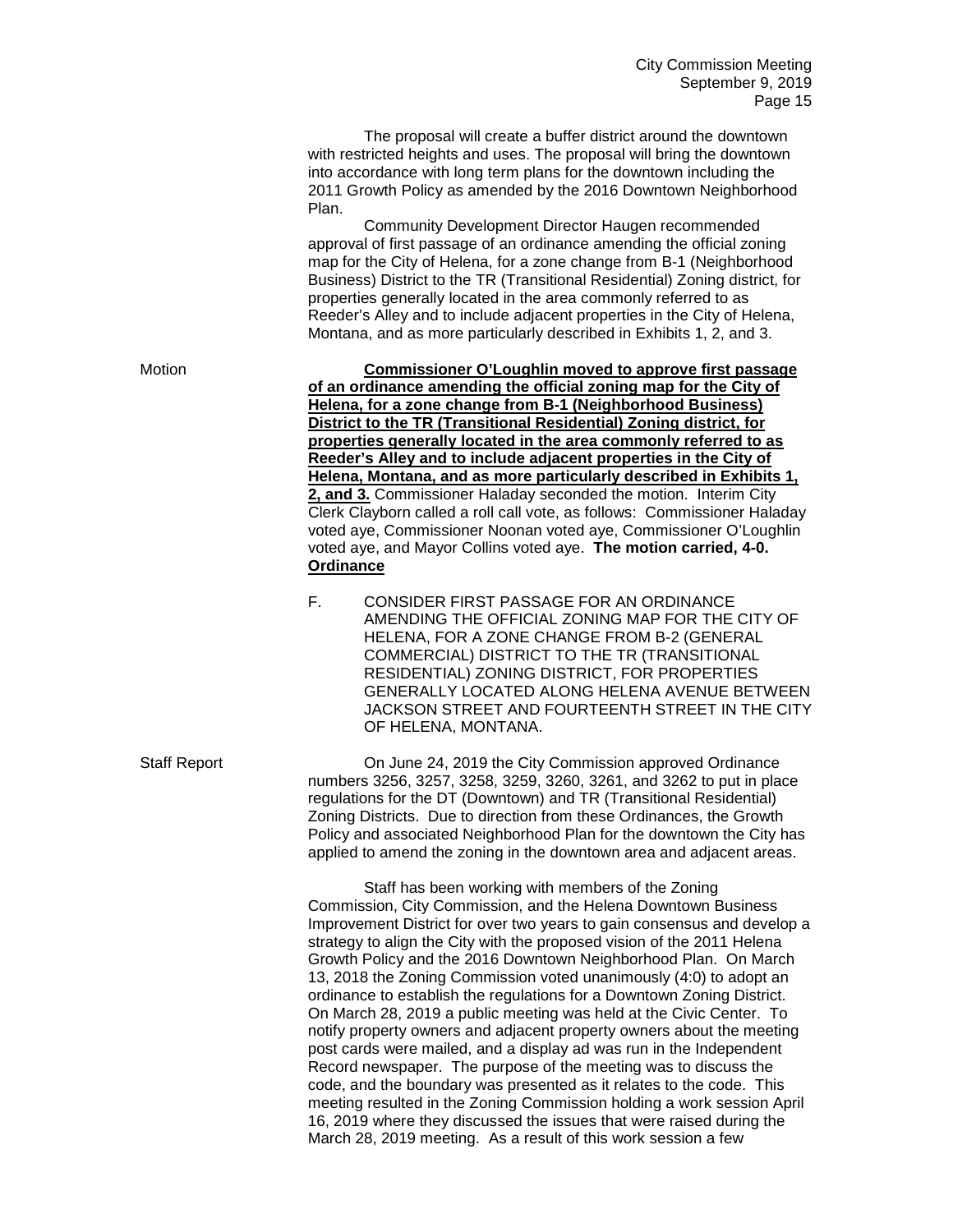The proposal will create a buffer district around the downtown with restricted heights and uses. The proposal will bring the downtown into accordance with long term plans for the downtown including the 2011 Growth Policy as amended by the 2016 Downtown Neighborhood Plan.

Community Development Director Haugen recommended approval of first passage of an ordinance amending the official zoning map for the City of Helena, for a zone change from B-1 (Neighborhood Business) District to the TR (Transitional Residential) Zoning district, for properties generally located in the area commonly referred to as Reeder's Alley and to include adjacent properties in the City of Helena, Montana, and as more particularly described in Exhibits 1, 2, and 3.

Motion

**Commissioner O'Loughlin moved to approve first passage of an ordinance amending the official zoning map for the City of Helena, for a zone change from B-1 (Neighborhood Business) District to the TR (Transitional Residential) Zoning district, for properties generally located in the area commonly referred to as Reeder's Alley and to include adjacent properties in the City of Helena, Montana, and as more particularly described in Exhibits 1, 2, and 3.** Commissioner Haladay seconded the motion. Interim City Clerk Clayborn called a roll call vote, as follows: Commissioner Haladay voted aye, Commissioner Noonan voted aye, Commissioner O'Loughlin voted aye, and Mayor Collins voted aye. **The motion carried, 4-0.**

**Ordinance**

F. CONSIDER FIRST PASSAGE FOR AN ORDINANCE AMENDING THE OFFICIAL ZONING MAP FOR THE CITY OF HELENA, FOR A ZONE CHANGE FROM B-2 (GENERAL COMMERCIAL) DISTRICT TO THE TR (TRANSITIONAL RESIDENTIAL) ZONING DISTRICT, FOR PROPERTIES GENERALLY LOCATED ALONG HELENA AVENUE BETWEEN JACKSON STREET AND FOURTEENTH STREET IN THE CITY OF HELENA, MONTANA.

Staff Report

On June 24, 2019 the City Commission approved Ordinance numbers 3256, 3257, 3258, 3259, 3260, 3261, and 3262 to put in place regulations for the DT (Downtown) and TR (Transitional Residential) Zoning Districts. Due to direction from these Ordinances, the Growth Policy and associated Neighborhood Plan for the downtown the City has applied to amend the zoning in the downtown area and adjacent areas.

Staff has been working with members of the Zoning Commission, City Commission, and the Helena Downtown Business Improvement District for over two years to gain consensus and develop a strategy to align the City with the proposed vision of the 2011 Helena Growth Policy and the 2016 Downtown Neighborhood Plan. On March 13, 2018 the Zoning Commission voted unanimously (4:0) to adopt an ordinance to establish the regulations for a Downtown Zoning District. On March 28, 2019 a public meeting was held at the Civic Center. To notify property owners and adjacent property owners about the meeting post cards were mailed, and a display ad was run in the Independent Record newspaper. The purpose of the meeting was to discuss the code, and the boundary was presented as it relates to the code. This meeting resulted in the Zoning Commission holding a work session April 16, 2019 where they discussed the issues that were raised during the March 28, 2019 meeting. As a result of this work session a few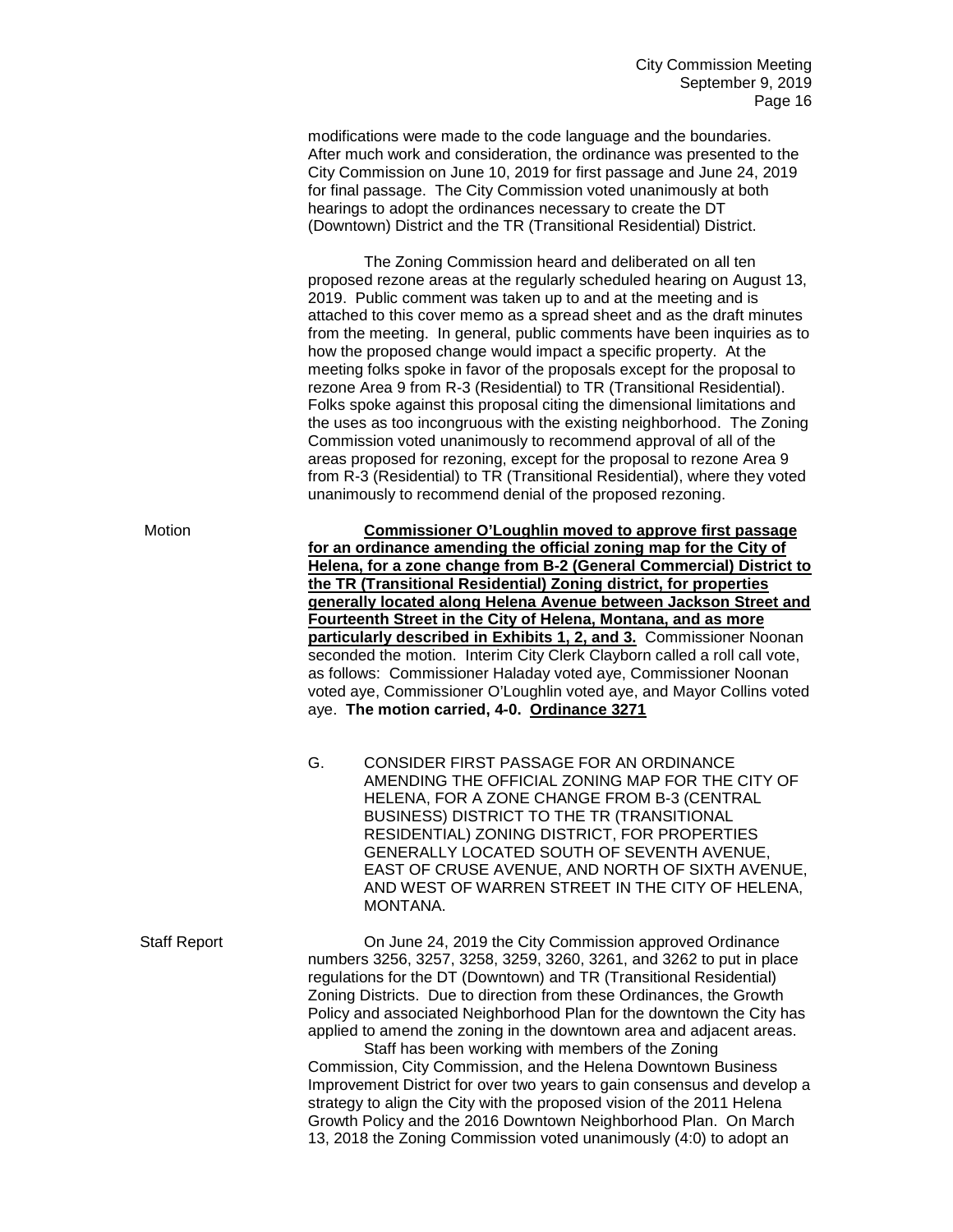modifications were made to the code language and the boundaries. After much work and consideration, the ordinance was presented to the City Commission on June 10, 2019 for first passage and June 24, 2019 for final passage. The City Commission voted unanimously at both hearings to adopt the ordinances necessary to create the DT (Downtown) District and the TR (Transitional Residential) District.

The Zoning Commission heard and deliberated on all ten proposed rezone areas at the regularly scheduled hearing on August 13, 2019. Public comment was taken up to and at the meeting and is attached to this cover memo as a spread sheet and as the draft minutes from the meeting. In general, public comments have been inquiries as to how the proposed change would impact a specific property. At the meeting folks spoke in favor of the proposals except for the proposal to rezone Area 9 from R-3 (Residential) to TR (Transitional Residential). Folks spoke against this proposal citing the dimensional limitations and the uses as too incongruous with the existing neighborhood. The Zoning Commission voted unanimously to recommend approval of all of the areas proposed for rezoning, except for the proposal to rezone Area 9 from R-3 (Residential) to TR (Transitional Residential), where they voted unanimously to recommend denial of the proposed rezoning.

Motion

**Commissioner O'Loughlin moved to approve first passage for an ordinance amending the official zoning map for the City of Helena, for a zone change from B-2 (General Commercial) District to the TR (Transitional Residential) Zoning district, for properties generally located along Helena Avenue between Jackson Street and Fourteenth Street in the City of Helena, Montana, and as more particularly described in Exhibits 1, 2, and 3.** Commissioner Noonan seconded the motion. Interim City Clerk Clayborn called a roll call vote, as follows: Commissioner Haladay voted aye, Commissioner Noonan voted aye, Commissioner O'Loughlin voted aye, and Mayor Collins voted aye. **The motion carried, 4-0. Ordinance 3271**

G. CONSIDER FIRST PASSAGE FOR AN ORDINANCE AMENDING THE OFFICIAL ZONING MAP FOR THE CITY OF HELENA, FOR A ZONE CHANGE FROM B-3 (CENTRAL BUSINESS) DISTRICT TO THE TR (TRANSITIONAL RESIDENTIAL) ZONING DISTRICT, FOR PROPERTIES GENERALLY LOCATED SOUTH OF SEVENTH AVENUE, EAST OF CRUSE AVENUE, AND NORTH OF SIXTH AVENUE, AND WEST OF WARREN STREET IN THE CITY OF HELENA, MONTANA.

Staff Report

On June 24, 2019 the City Commission approved Ordinance numbers 3256, 3257, 3258, 3259, 3260, 3261, and 3262 to put in place regulations for the DT (Downtown) and TR (Transitional Residential) Zoning Districts. Due to direction from these Ordinances, the Growth Policy and associated Neighborhood Plan for the downtown the City has applied to amend the zoning in the downtown area and adjacent areas.

Staff has been working with members of the Zoning Commission, City Commission, and the Helena Downtown Business Improvement District for over two years to gain consensus and develop a strategy to align the City with the proposed vision of the 2011 Helena Growth Policy and the 2016 Downtown Neighborhood Plan. On March 13, 2018 the Zoning Commission voted unanimously (4:0) to adopt an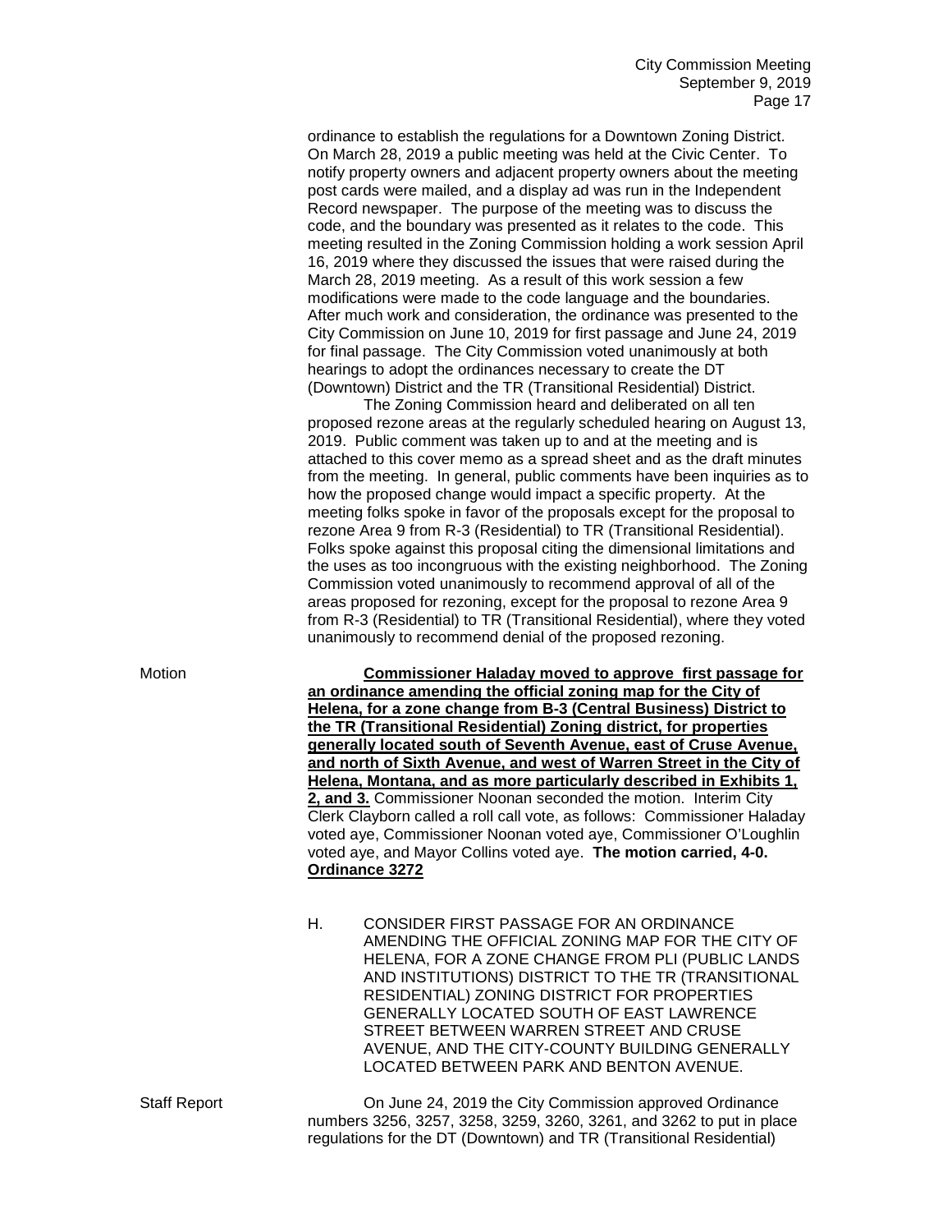ordinance to establish the regulations for a Downtown Zoning District. On March 28, 2019 a public meeting was held at the Civic Center. To notify property owners and adjacent property owners about the meeting post cards were mailed, and a display ad was run in the Independent Record newspaper. The purpose of the meeting was to discuss the code, and the boundary was presented as it relates to the code. This meeting resulted in the Zoning Commission holding a work session April 16, 2019 where they discussed the issues that were raised during the March 28, 2019 meeting. As a result of this work session a few modifications were made to the code language and the boundaries. After much work and consideration, the ordinance was presented to the City Commission on June 10, 2019 for first passage and June 24, 2019 for final passage. The City Commission voted unanimously at both hearings to adopt the ordinances necessary to create the DT (Downtown) District and the TR (Transitional Residential) District.

The Zoning Commission heard and deliberated on all ten proposed rezone areas at the regularly scheduled hearing on August 13, 2019. Public comment was taken up to and at the meeting and is attached to this cover memo as a spread sheet and as the draft minutes from the meeting. In general, public comments have been inquiries as to how the proposed change would impact a specific property. At the meeting folks spoke in favor of the proposals except for the proposal to rezone Area 9 from R-3 (Residential) to TR (Transitional Residential). Folks spoke against this proposal citing the dimensional limitations and the uses as too incongruous with the existing neighborhood. The Zoning Commission voted unanimously to recommend approval of all of the areas proposed for rezoning, except for the proposal to rezone Area 9 from R-3 (Residential) to TR (Transitional Residential), where they voted unanimously to recommend denial of the proposed rezoning.

Motion

**Commissioner Haladay moved to approve first passage for an ordinance amending the official zoning map for the City of Helena, for a zone change from B-3 (Central Business) District to the TR (Transitional Residential) Zoning district, for properties generally located south of Seventh Avenue, east of Cruse Avenue, and north of Sixth Avenue, and west of Warren Street in the City of Helena, Montana, and as more particularly described in Exhibits 1, 2, and 3.** Commissioner Noonan seconded the motion. Interim City Clerk Clayborn called a roll call vote, as follows: Commissioner Haladay voted aye, Commissioner Noonan voted aye, Commissioner O'Loughlin voted aye, and Mayor Collins voted aye. **The motion carried, 4-0. Ordinance 3272**

H. CONSIDER FIRST PASSAGE FOR AN ORDINANCE AMENDING THE OFFICIAL ZONING MAP FOR THE CITY OF HELENA, FOR A ZONE CHANGE FROM PLI (PUBLIC LANDS AND INSTITUTIONS) DISTRICT TO THE TR (TRANSITIONAL RESIDENTIAL) ZONING DISTRICT FOR PROPERTIES GENERALLY LOCATED SOUTH OF EAST LAWRENCE STREET BETWEEN WARREN STREET AND CRUSE AVENUE, AND THE CITY-COUNTY BUILDING GENERALLY LOCATED BETWEEN PARK AND BENTON AVENUE.

Staff Report

On June 24, 2019 the City Commission approved Ordinance numbers 3256, 3257, 3258, 3259, 3260, 3261, and 3262 to put in place regulations for the DT (Downtown) and TR (Transitional Residential)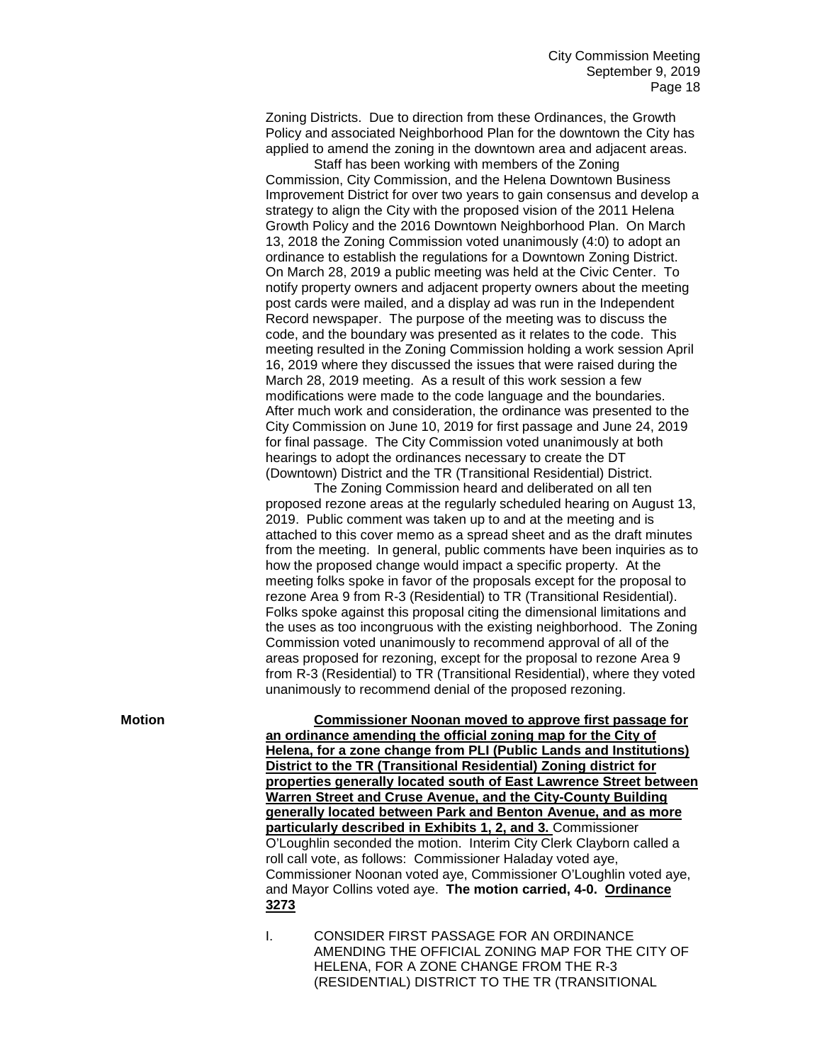Zoning Districts. Due to direction from these Ordinances, the Growth Policy and associated Neighborhood Plan for the downtown the City has applied to amend the zoning in the downtown area and adjacent areas.

Staff has been working with members of the Zoning Commission, City Commission, and the Helena Downtown Business Improvement District for over two years to gain consensus and develop a strategy to align the City with the proposed vision of the 2011 Helena Growth Policy and the 2016 Downtown Neighborhood Plan. On March 13, 2018 the Zoning Commission voted unanimously (4:0) to adopt an ordinance to establish the regulations for a Downtown Zoning District. On March 28, 2019 a public meeting was held at the Civic Center. To notify property owners and adjacent property owners about the meeting post cards were mailed, and a display ad was run in the Independent Record newspaper. The purpose of the meeting was to discuss the code, and the boundary was presented as it relates to the code. This meeting resulted in the Zoning Commission holding a work session April 16, 2019 where they discussed the issues that were raised during the March 28, 2019 meeting. As a result of this work session a few modifications were made to the code language and the boundaries. After much work and consideration, the ordinance was presented to the City Commission on June 10, 2019 for first passage and June 24, 2019 for final passage. The City Commission voted unanimously at both hearings to adopt the ordinances necessary to create the DT (Downtown) District and the TR (Transitional Residential) District.

The Zoning Commission heard and deliberated on all ten proposed rezone areas at the regularly scheduled hearing on August 13, 2019. Public comment was taken up to and at the meeting and is attached to this cover memo as a spread sheet and as the draft minutes from the meeting. In general, public comments have been inquiries as to how the proposed change would impact a specific property. At the meeting folks spoke in favor of the proposals except for the proposal to rezone Area 9 from R-3 (Residential) to TR (Transitional Residential). Folks spoke against this proposal citing the dimensional limitations and the uses as too incongruous with the existing neighborhood. The Zoning Commission voted unanimously to recommend approval of all of the areas proposed for rezoning, except for the proposal to rezone Area 9 from R-3 (Residential) to TR (Transitional Residential), where they voted unanimously to recommend denial of the proposed rezoning.

**Motion**

**Commissioner Noonan moved to approve first passage for an ordinance amending the official zoning map for the City of Helena, for a zone change from PLI (Public Lands and Institutions) District to the TR (Transitional Residential) Zoning district for properties generally located south of East Lawrence Street between Warren Street and Cruse Avenue, and the City-County Building generally located between Park and Benton Avenue, and as more particularly described in Exhibits 1, 2, and 3.** Commissioner O'Loughlin seconded the motion. Interim City Clerk Clayborn called a roll call vote, as follows: Commissioner Haladay voted aye, Commissioner Noonan voted aye, Commissioner O'Loughlin voted aye, and Mayor Collins voted aye. **The motion carried, 4-0. Ordinance 3273**

I. CONSIDER FIRST PASSAGE FOR AN ORDINANCE AMENDING THE OFFICIAL ZONING MAP FOR THE CITY OF HELENA, FOR A ZONE CHANGE FROM THE R-3 (RESIDENTIAL) DISTRICT TO THE TR (TRANSITIONAL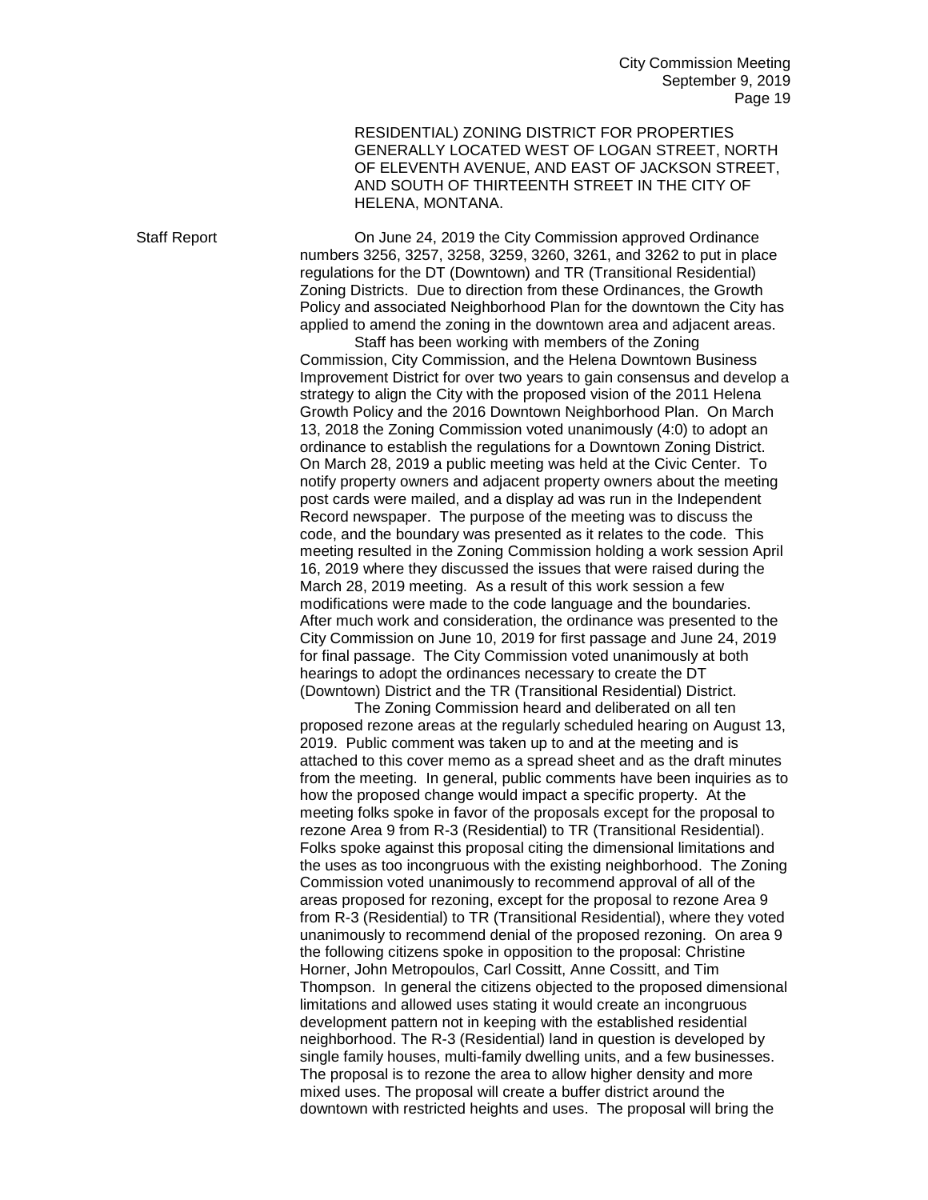RESIDENTIAL) ZONING DISTRICT FOR PROPERTIES GENERALLY LOCATED WEST OF LOGAN STREET, NORTH OF ELEVENTH AVENUE, AND EAST OF JACKSON STREET, AND SOUTH OF THIRTEENTH STREET IN THE CITY OF HELENA, MONTANA.

Staff Report

On June 24, 2019 the City Commission approved Ordinance numbers 3256, 3257, 3258, 3259, 3260, 3261, and 3262 to put in place regulations for the DT (Downtown) and TR (Transitional Residential) Zoning Districts. Due to direction from these Ordinances, the Growth Policy and associated Neighborhood Plan for the downtown the City has applied to amend the zoning in the downtown area and adjacent areas.

Staff has been working with members of the Zoning Commission, City Commission, and the Helena Downtown Business Improvement District for over two years to gain consensus and develop a strategy to align the City with the proposed vision of the 2011 Helena Growth Policy and the 2016 Downtown Neighborhood Plan. On March 13, 2018 the Zoning Commission voted unanimously (4:0) to adopt an ordinance to establish the regulations for a Downtown Zoning District. On March 28, 2019 a public meeting was held at the Civic Center. To notify property owners and adjacent property owners about the meeting post cards were mailed, and a display ad was run in the Independent Record newspaper. The purpose of the meeting was to discuss the code, and the boundary was presented as it relates to the code. This meeting resulted in the Zoning Commission holding a work session April 16, 2019 where they discussed the issues that were raised during the March 28, 2019 meeting. As a result of this work session a few modifications were made to the code language and the boundaries. After much work and consideration, the ordinance was presented to the City Commission on June 10, 2019 for first passage and June 24, 2019 for final passage. The City Commission voted unanimously at both hearings to adopt the ordinances necessary to create the DT (Downtown) District and the TR (Transitional Residential) District.

The Zoning Commission heard and deliberated on all ten proposed rezone areas at the regularly scheduled hearing on August 13, 2019. Public comment was taken up to and at the meeting and is attached to this cover memo as a spread sheet and as the draft minutes from the meeting. In general, public comments have been inquiries as to how the proposed change would impact a specific property. At the meeting folks spoke in favor of the proposals except for the proposal to rezone Area 9 from R-3 (Residential) to TR (Transitional Residential). Folks spoke against this proposal citing the dimensional limitations and the uses as too incongruous with the existing neighborhood. The Zoning Commission voted unanimously to recommend approval of all of the areas proposed for rezoning, except for the proposal to rezone Area 9 from R-3 (Residential) to TR (Transitional Residential), where they voted unanimously to recommend denial of the proposed rezoning. On area 9 the following citizens spoke in opposition to the proposal: Christine Horner, John Metropoulos, Carl Cossitt, Anne Cossitt, and Tim Thompson. In general the citizens objected to the proposed dimensional limitations and allowed uses stating it would create an incongruous development pattern not in keeping with the established residential neighborhood. The R-3 (Residential) land in question is developed by single family houses, multi-family dwelling units, and a few businesses. The proposal is to rezone the area to allow higher density and more mixed uses. The proposal will create a buffer district around the downtown with restricted heights and uses. The proposal will bring the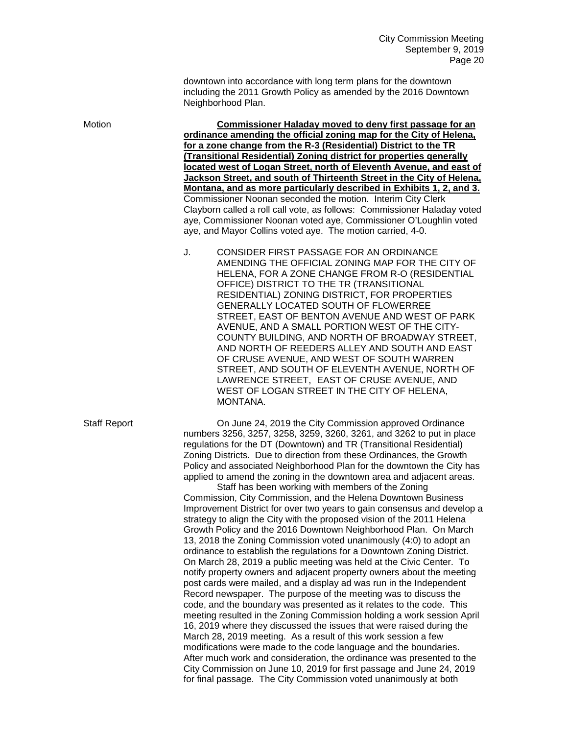downtown into accordance with long term plans for the downtown including the 2011 Growth Policy as amended by the 2016 Downtown Neighborhood Plan.

Motion

**Commissioner Haladay moved to deny first passage for an ordinance amending the official zoning map for the City of Helena, for a zone change from the R-3 (Residential) District to the TR (Transitional Residential) Zoning district for properties generally located west of Logan Street, north of Eleventh Avenue, and east of Jackson Street, and south of Thirteenth Street in the City of Helena, Montana, and as more particularly described in Exhibits 1, 2, and 3.** Commissioner Noonan seconded the motion. Interim City Clerk Clayborn called a roll call vote, as follows: Commissioner Haladay voted aye, Commissioner Noonan voted aye, Commissioner O'Loughlin voted aye, and Mayor Collins voted aye. The motion carried, 4-0.

J. CONSIDER FIRST PASSAGE FOR AN ORDINANCE AMENDING THE OFFICIAL ZONING MAP FOR THE CITY OF HELENA, FOR A ZONE CHANGE FROM R-O (RESIDENTIAL OFFICE) DISTRICT TO THE TR (TRANSITIONAL RESIDENTIAL) ZONING DISTRICT, FOR PROPERTIES GENERALLY LOCATED SOUTH OF FLOWERREE STREET, EAST OF BENTON AVENUE AND WEST OF PARK AVENUE, AND A SMALL PORTION WEST OF THE CITY-COUNTY BUILDING, AND NORTH OF BROADWAY STREET, AND NORTH OF REEDERS ALLEY AND SOUTH AND EAST OF CRUSE AVENUE, AND WEST OF SOUTH WARREN STREET, AND SOUTH OF ELEVENTH AVENUE, NORTH OF LAWRENCE STREET, EAST OF CRUSE AVENUE, AND WEST OF LOGAN STREET IN THE CITY OF HELENA, MONTANA.

Staff Report

On June 24, 2019 the City Commission approved Ordinance numbers 3256, 3257, 3258, 3259, 3260, 3261, and 3262 to put in place regulations for the DT (Downtown) and TR (Transitional Residential) Zoning Districts. Due to direction from these Ordinances, the Growth Policy and associated Neighborhood Plan for the downtown the City has applied to amend the zoning in the downtown area and adjacent areas.

Staff has been working with members of the Zoning Commission, City Commission, and the Helena Downtown Business Improvement District for over two years to gain consensus and develop a strategy to align the City with the proposed vision of the 2011 Helena Growth Policy and the 2016 Downtown Neighborhood Plan. On March 13, 2018 the Zoning Commission voted unanimously (4:0) to adopt an ordinance to establish the regulations for a Downtown Zoning District. On March 28, 2019 a public meeting was held at the Civic Center. To notify property owners and adjacent property owners about the meeting post cards were mailed, and a display ad was run in the Independent Record newspaper. The purpose of the meeting was to discuss the code, and the boundary was presented as it relates to the code. This meeting resulted in the Zoning Commission holding a work session April 16, 2019 where they discussed the issues that were raised during the March 28, 2019 meeting. As a result of this work session a few modifications were made to the code language and the boundaries. After much work and consideration, the ordinance was presented to the City Commission on June 10, 2019 for first passage and June 24, 2019 for final passage. The City Commission voted unanimously at both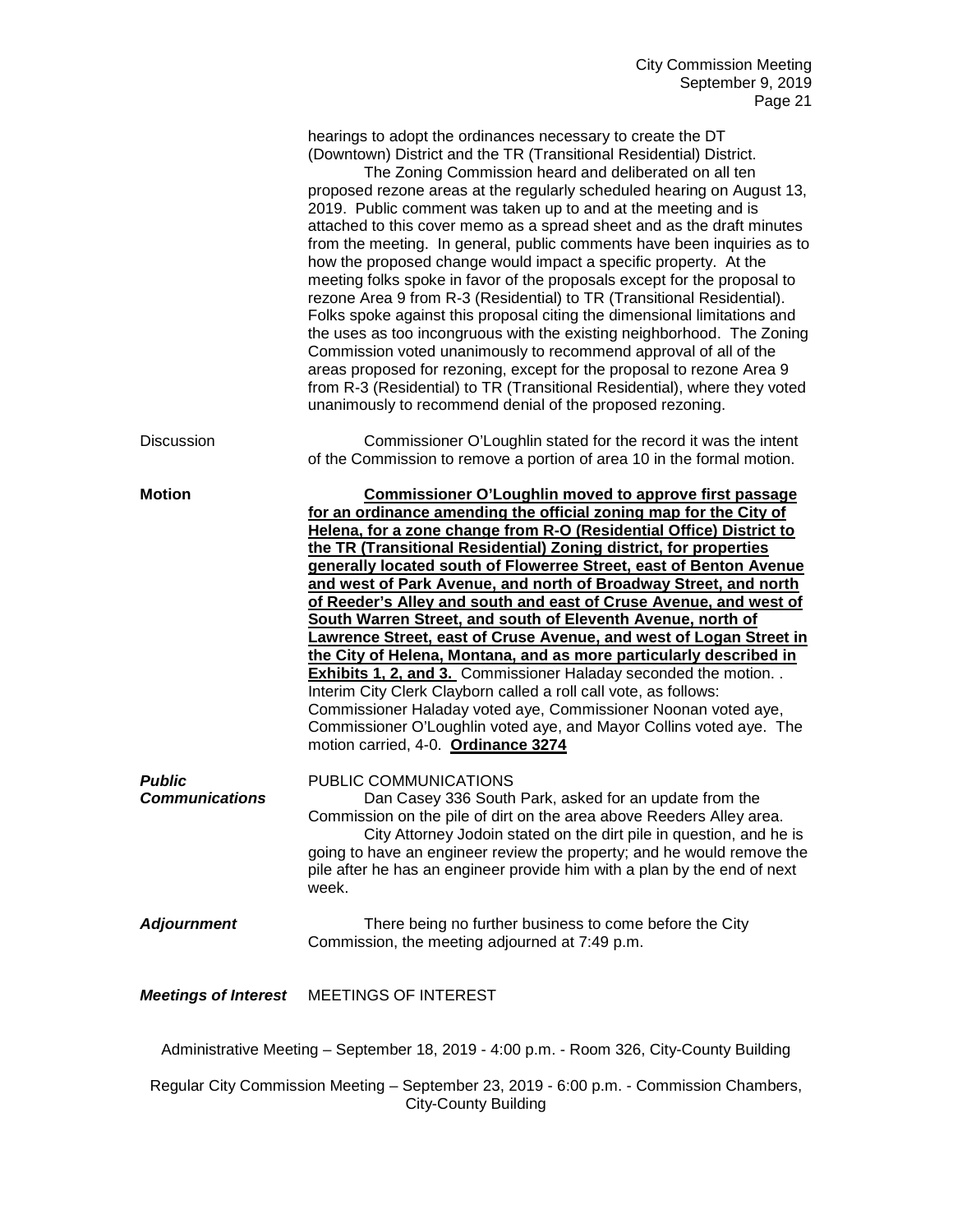hearings to adopt the ordinances necessary to create the DT (Downtown) District and the TR (Transitional Residential) District.

The Zoning Commission heard and deliberated on all ten proposed rezone areas at the regularly scheduled hearing on August 13, 2019. Public comment was taken up to and at the meeting and is attached to this cover memo as a spread sheet and as the draft minutes from the meeting. In general, public comments have been inquiries as to how the proposed change would impact a specific property. At the meeting folks spoke in favor of the proposals except for the proposal to rezone Area 9 from R-3 (Residential) to TR (Transitional Residential). Folks spoke against this proposal citing the dimensional limitations and the uses as too incongruous with the existing neighborhood. The Zoning Commission voted unanimously to recommend approval of all of the areas proposed for rezoning, except for the proposal to rezone Area 9 from R-3 (Residential) to TR (Transitional Residential), where they voted unanimously to recommend denial of the proposed rezoning.

Discussion

Commissioner O'Loughlin stated for the record it was the intent of the Commission to remove a portion of area 10 in the formal motion.

**Motion**

**Commissioner O'Loughlin moved to approve first passage for an ordinance amending the official zoning map for the City of Helena, for a zone change from R-O (Residential Office) District to the TR (Transitional Residential) Zoning district, for properties generally located south of Flowerree Street, east of Benton Avenue and west of Park Avenue, and north of Broadway Street, and north of Reeder's Alley and south and east of Cruse Avenue, and west of South Warren Street, and south of Eleventh Avenue, north of Lawrence Street, east of Cruse Avenue, and west of Logan Street in the City of Helena, Montana, and as more particularly described in Exhibits 1, 2, and 3.** Commissioner Haladay seconded the motion. . Interim City Clerk Clayborn called a roll call vote, as follows: Commissioner Haladay voted aye, Commissioner Noonan voted aye, Commissioner O'Loughlin voted aye, and Mayor Collins voted aye. The motion carried, 4-0. **Ordinance 3274**

***Public Communications***

PUBLIC COMMUNICATIONS

Dan Casey 336 South Park, asked for an update from the Commission on the pile of dirt on the area above Reeders Alley area.

City Attorney Jodoin stated on the dirt pile in question, and he is going to have an engineer review the property; and he would remove the pile after he has an engineer provide him with a plan by the end of next week.

***Adjournment***

There being no further business to come before the City Commission, the meeting adjourned at 7:49 p.m.

***Meetings of Interest***

MEETINGS OF INTEREST

Administrative Meeting – September 18, 2019 - 4:00 p.m. - Room 326, City-County Building

Regular City Commission Meeting – September 23, 2019 - 6:00 p.m. - Commission Chambers, City-County Building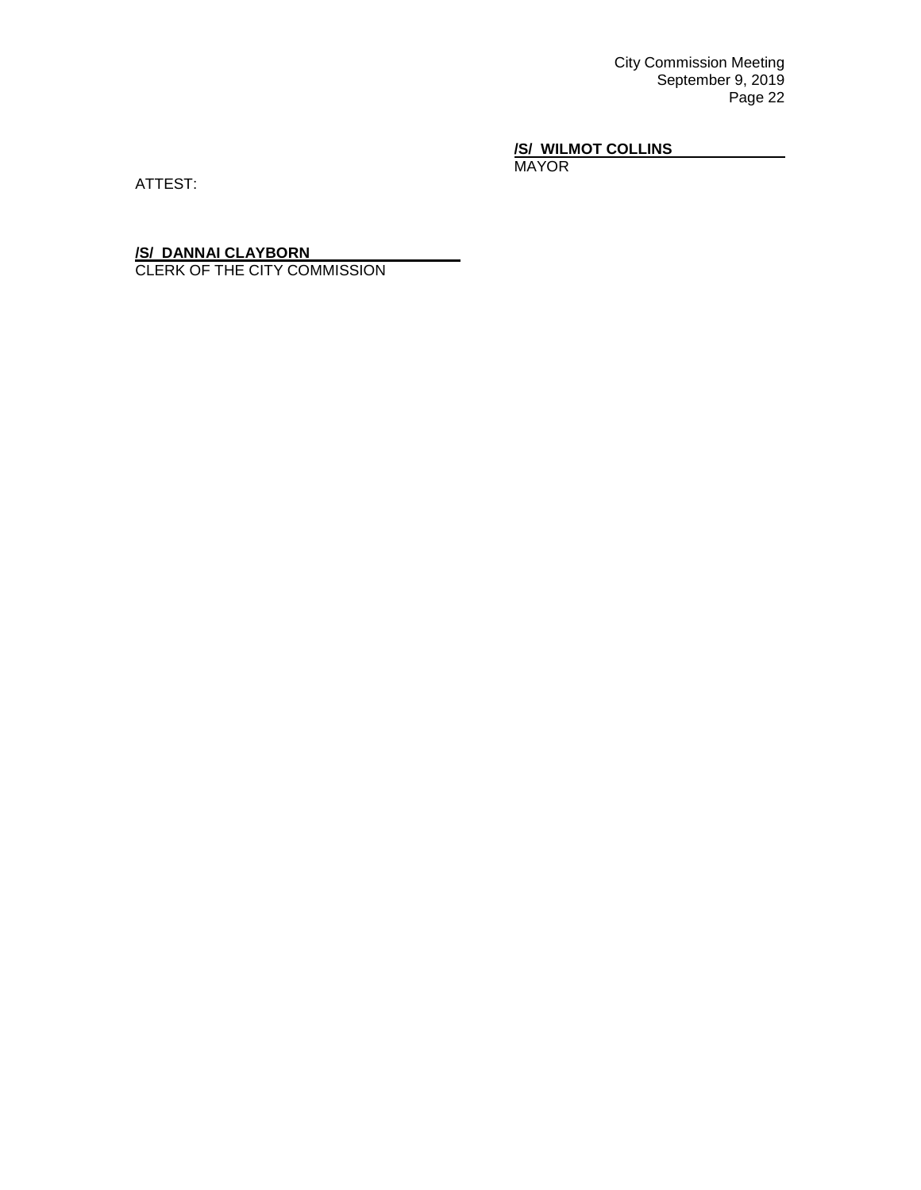**/S/ WILMOT COLLINS**
MAYOR

ATTEST:

**/S/ DANNAI CLAYBORN**
CLERK OF THE CITY COMMISSION